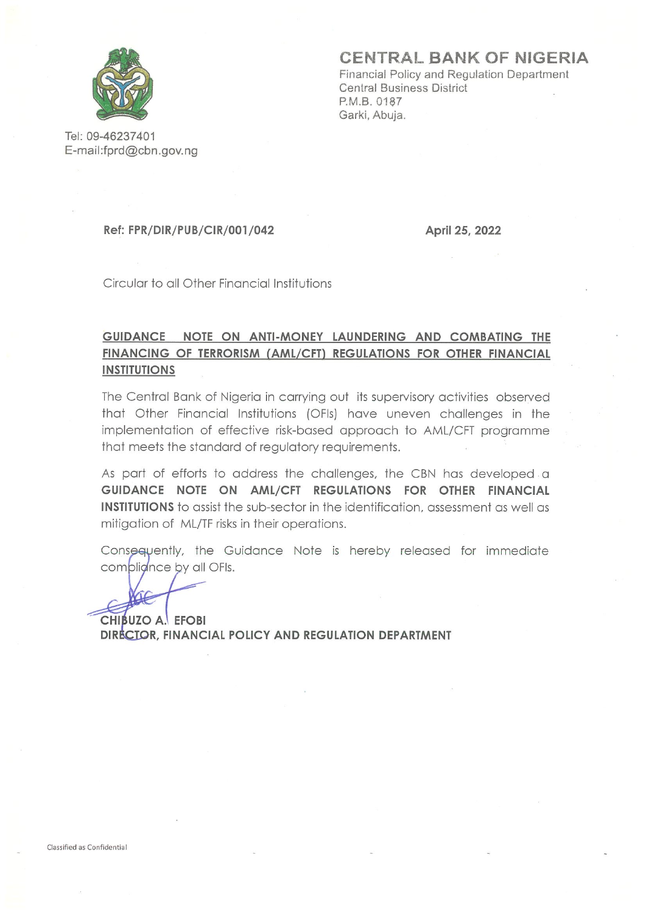**CENTRAL BANK OF NIGERIA**

Financial Policy and Regulation Department
Central Business District
P.M.B. 0187
Garki, Abuja.

Tel: 09-46237401
E-mail:fprd@cbn.gov.ng

**Ref: FPR/DIR/PUB/CIR/001/042** **April 25, 2022**

Circular to all Other Financial Institutions

## GUIDANCE NOTE ON ANTI-MONEY LAUNDERING AND COMBATING THE FINANCING OF TERRORISM (AML/CFT) REGULATIONS FOR OTHER FINANCIAL INSTITUTIONS

The Central Bank of Nigeria in carrying out its supervisory activities observed that Other Financial Institutions (OFIs) have uneven challenges in the implementation of effective risk-based approach to AML/CFT programme that meets the standard of regulatory requirements.

As part of efforts to address the challenges, the CBN has developed a **GUIDANCE NOTE ON AML/CFT REGULATIONS FOR OTHER FINANCIAL INSTITUTIONS** to assist the sub-sector in the identification, assessment as well as mitigation of ML/TF risks in their operations.

Consequently, the Guidance Note is hereby released for immediate compliance by all OFIs.

**CHIBUZO A. EFOBI**
**DIRECTOR, FINANCIAL POLICY AND REGULATION DEPARTMENT**

Classified as Confidential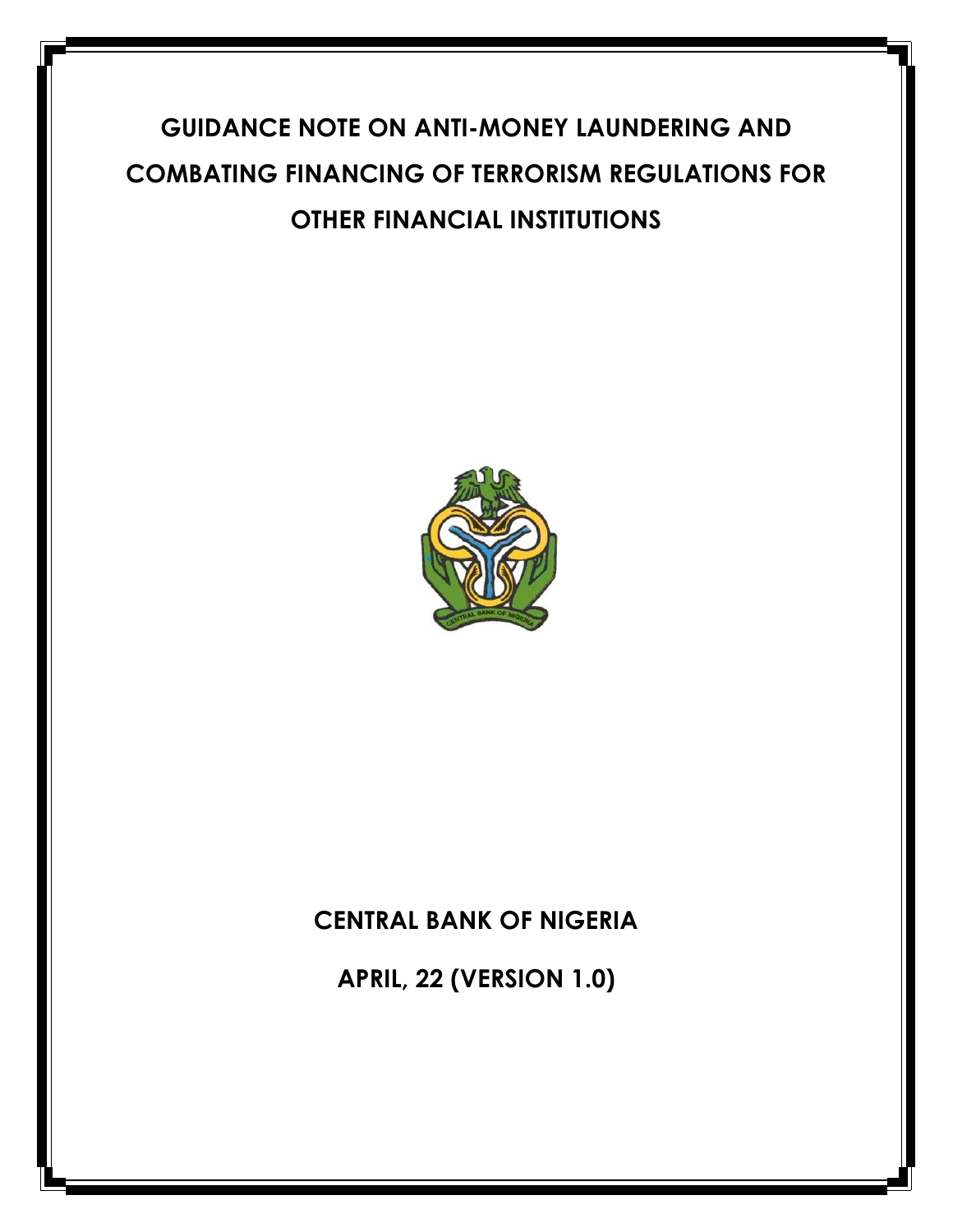# GUIDANCE NOTE ON ANTI-MONEY LAUNDERING AND COMBATING FINANCING OF TERRORISM REGULATIONS FOR OTHER FINANCIAL INSTITUTIONS

**CENTRAL BANK OF NIGERIA**

**APRIL, 22 (VERSION 1.0)**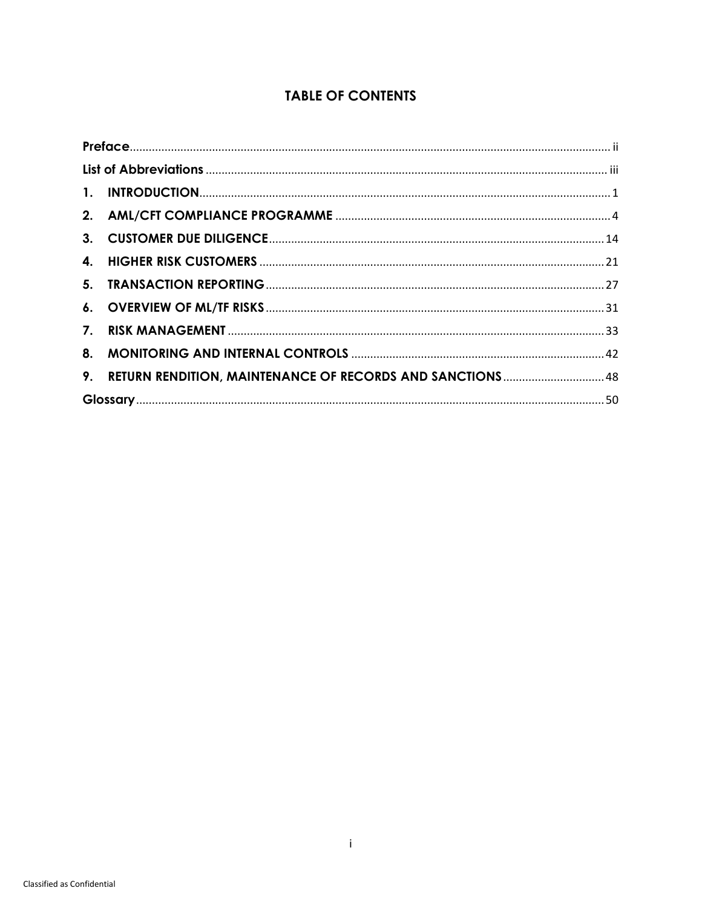# TABLE OF CONTENTS

| | |
|---|---|
| **Preface** | ii |
| **List of Abbreviations** | iii |
| **1. INTRODUCTION** | 1 |
| **2. AML/CFT COMPLIANCE PROGRAMME** | 4 |
| **3. CUSTOMER DUE DILIGENCE** | 14 |
| **4. HIGHER RISK CUSTOMERS** | 21 |
| **5. TRANSACTION REPORTING** | 27 |
| **6. OVERVIEW OF ML/TF RISKS** | 31 |
| **7. RISK MANAGEMENT** | 33 |
| **8. MONITORING AND INTERNAL CONTROLS** | 42 |
| **9. RETURN RENDITION, MAINTENANCE OF RECORDS AND SANCTIONS** | 48 |
| **Glossary** | 50 |

Classified as Confidential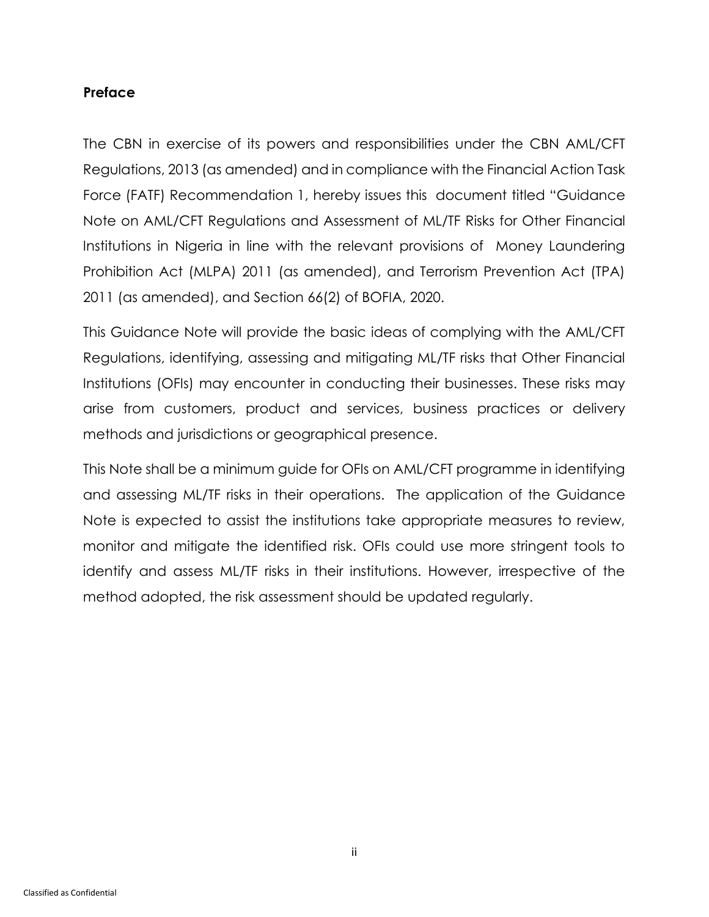**Preface**

The CBN in exercise of its powers and responsibilities under the CBN AML/CFT Regulations, 2013 (as amended) and in compliance with the Financial Action Task Force (FATF) Recommendation 1, hereby issues this document titled "Guidance Note on AML/CFT Regulations and Assessment of ML/TF Risks for Other Financial Institutions in Nigeria in line with the relevant provisions of Money Laundering Prohibition Act (MLPA) 2011 (as amended), and Terrorism Prevention Act (TPA) 2011 (as amended), and Section 66(2) of BOFIA, 2020.

This Guidance Note will provide the basic ideas of complying with the AML/CFT Regulations, identifying, assessing and mitigating ML/TF risks that Other Financial Institutions (OFIs) may encounter in conducting their businesses. These risks may arise from customers, product and services, business practices or delivery methods and jurisdictions or geographical presence.

This Note shall be a minimum guide for OFIs on AML/CFT programme in identifying and assessing ML/TF risks in their operations. The application of the Guidance Note is expected to assist the institutions take appropriate measures to review, monitor and mitigate the identified risk. OFIs could use more stringent tools to identify and assess ML/TF risks in their institutions. However, irrespective of the method adopted, the risk assessment should be updated regularly.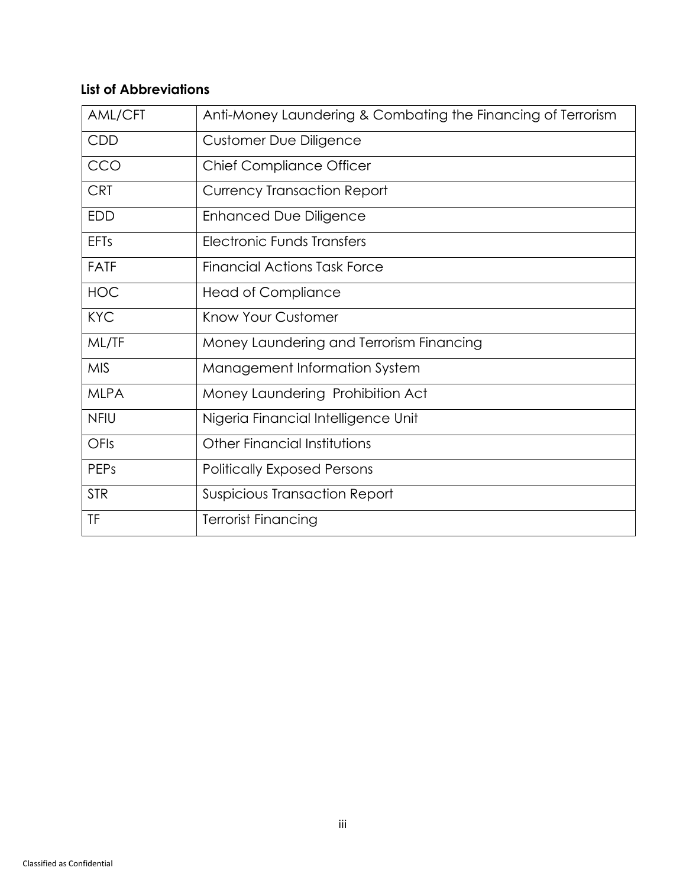**List of Abbreviations**

| AML/CFT | Anti-Money Laundering & Combating the Financing of Terrorism |
|---|---|
| CDD | Customer Due Diligence |
| CCO | Chief Compliance Officer |
| CRT | Currency Transaction Report |
| EDD | Enhanced Due Diligence |
| EFTs | Electronic Funds Transfers |
| FATF | Financial Actions Task Force |
| HOC | Head of Compliance |
| KYC | Know Your Customer |
| ML/TF | Money Laundering and Terrorism Financing |
| MIS | Management Information System |
| MLPA | Money Laundering Prohibition Act |
| NFIU | Nigeria Financial Intelligence Unit |
| OFIs | Other Financial Institutions |
| PEPs | Politically Exposed Persons |
| STR | Suspicious Transaction Report |
| TF | Terrorist Financing |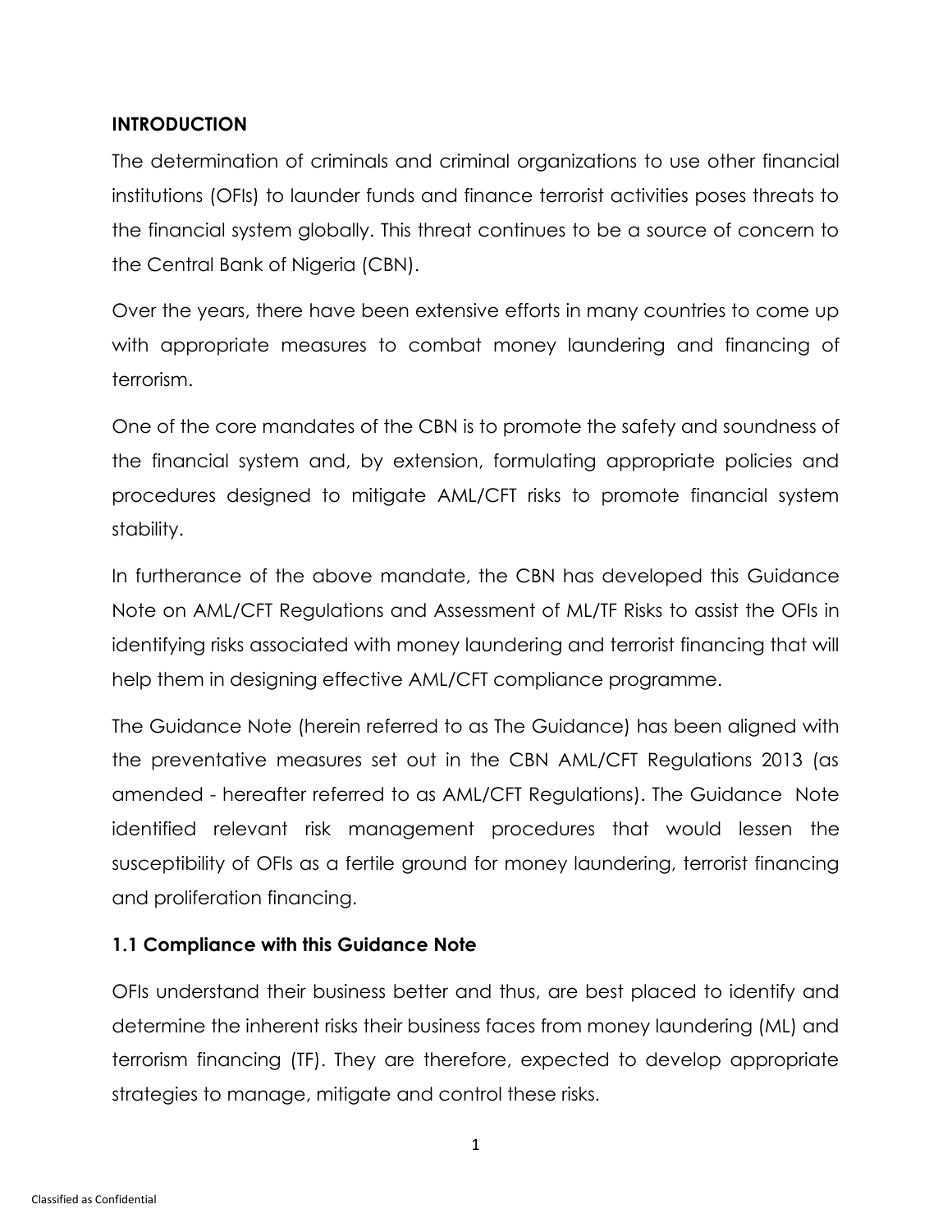## INTRODUCTION

The determination of criminals and criminal organizations to use other financial institutions (OFIs) to launder funds and finance terrorist activities poses threats to the financial system globally. This threat continues to be a source of concern to the Central Bank of Nigeria (CBN).

Over the years, there have been extensive efforts in many countries to come up with appropriate measures to combat money laundering and financing of terrorism.

One of the core mandates of the CBN is to promote the safety and soundness of the financial system and, by extension, formulating appropriate policies and procedures designed to mitigate AML/CFT risks to promote financial system stability.

In furtherance of the above mandate, the CBN has developed this Guidance Note on AML/CFT Regulations and Assessment of ML/TF Risks to assist the OFIs in identifying risks associated with money laundering and terrorist financing that will help them in designing effective AML/CFT compliance programme.

The Guidance Note (herein referred to as The Guidance) has been aligned with the preventative measures set out in the CBN AML/CFT Regulations 2013 (as amended - hereafter referred to as AML/CFT Regulations). The Guidance Note identified relevant risk management procedures that would lessen the susceptibility of OFIs as a fertile ground for money laundering, terrorist financing and proliferation financing.

### 1.1 Compliance with this Guidance Note

OFIs understand their business better and thus, are best placed to identify and determine the inherent risks their business faces from money laundering (ML) and terrorism financing (TF). They are therefore, expected to develop appropriate strategies to manage, mitigate and control these risks.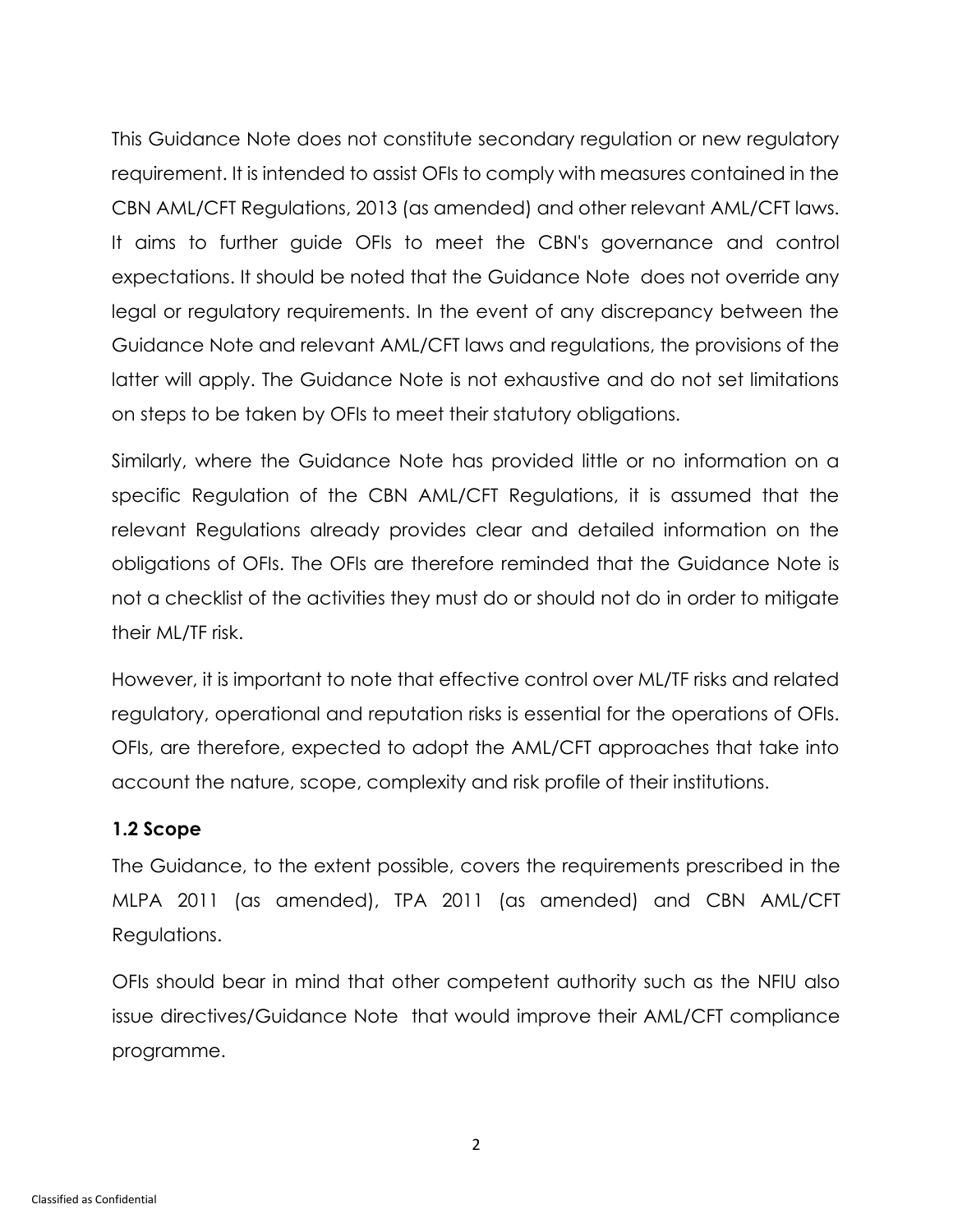This Guidance Note does not constitute secondary regulation or new regulatory requirement. It is intended to assist OFIs to comply with measures contained in the CBN AML/CFT Regulations, 2013 (as amended) and other relevant AML/CFT laws. It aims to further guide OFIs to meet the CBN's governance and control expectations. It should be noted that the Guidance Note does not override any legal or regulatory requirements. In the event of any discrepancy between the Guidance Note and relevant AML/CFT laws and regulations, the provisions of the latter will apply. The Guidance Note is not exhaustive and do not set limitations on steps to be taken by OFIs to meet their statutory obligations.

Similarly, where the Guidance Note has provided little or no information on a specific Regulation of the CBN AML/CFT Regulations, it is assumed that the relevant Regulations already provides clear and detailed information on the obligations of OFIs. The OFIs are therefore reminded that the Guidance Note is not a checklist of the activities they must do or should not do in order to mitigate their ML/TF risk.

However, it is important to note that effective control over ML/TF risks and related regulatory, operational and reputation risks is essential for the operations of OFIs. OFIs, are therefore, expected to adopt the AML/CFT approaches that take into account the nature, scope, complexity and risk profile of their institutions.

### 1.2 Scope

The Guidance, to the extent possible, covers the requirements prescribed in the MLPA 2011 (as amended), TPA 2011 (as amended) and CBN AML/CFT Regulations.

OFIs should bear in mind that other competent authority such as the NFIU also issue directives/Guidance Note that would improve their AML/CFT compliance programme.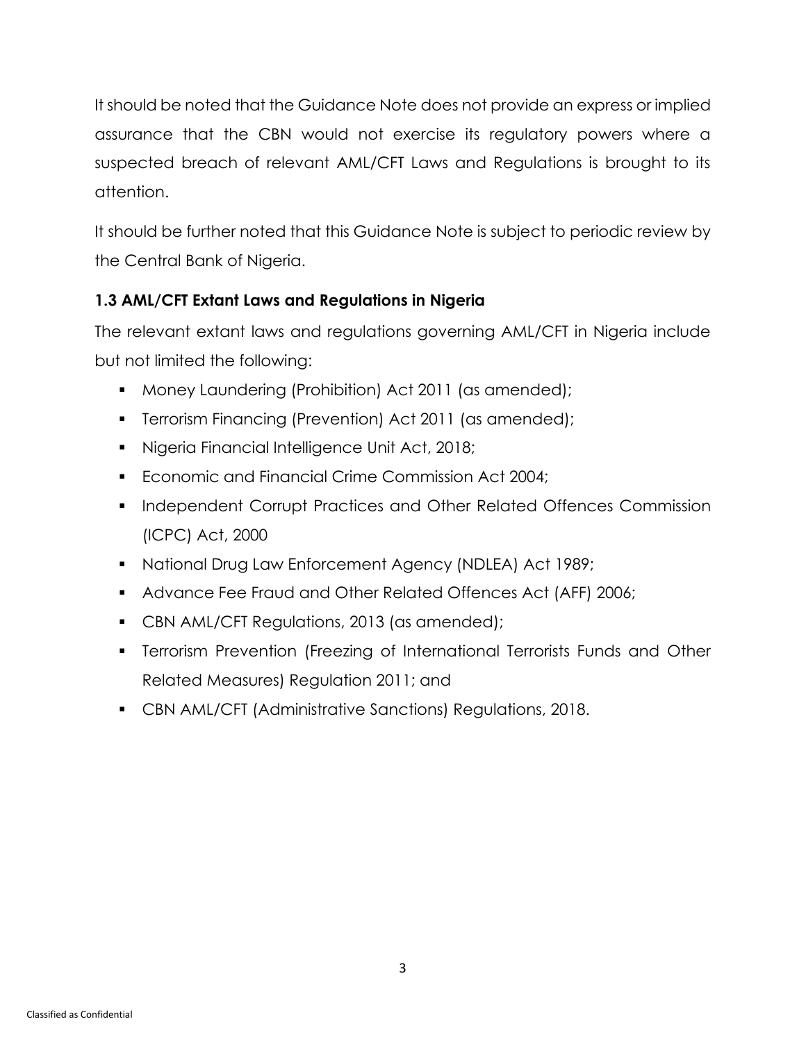It should be noted that the Guidance Note does not provide an express or implied assurance that the CBN would not exercise its regulatory powers where a suspected breach of relevant AML/CFT Laws and Regulations is brought to its attention.

It should be further noted that this Guidance Note is subject to periodic review by the Central Bank of Nigeria.

### 1.3 AML/CFT Extant Laws and Regulations in Nigeria

The relevant extant laws and regulations governing AML/CFT in Nigeria include but not limited the following:

- Money Laundering (Prohibition) Act 2011 (as amended);
- Terrorism Financing (Prevention) Act 2011 (as amended);
- Nigeria Financial Intelligence Unit Act, 2018;
- Economic and Financial Crime Commission Act 2004;
- Independent Corrupt Practices and Other Related Offences Commission (ICPC) Act, 2000
- National Drug Law Enforcement Agency (NDLEA) Act 1989;
- Advance Fee Fraud and Other Related Offences Act (AFF) 2006;
- CBN AML/CFT Regulations, 2013 (as amended);
- Terrorism Prevention (Freezing of International Terrorists Funds and Other Related Measures) Regulation 2011; and
- CBN AML/CFT (Administrative Sanctions) Regulations, 2018.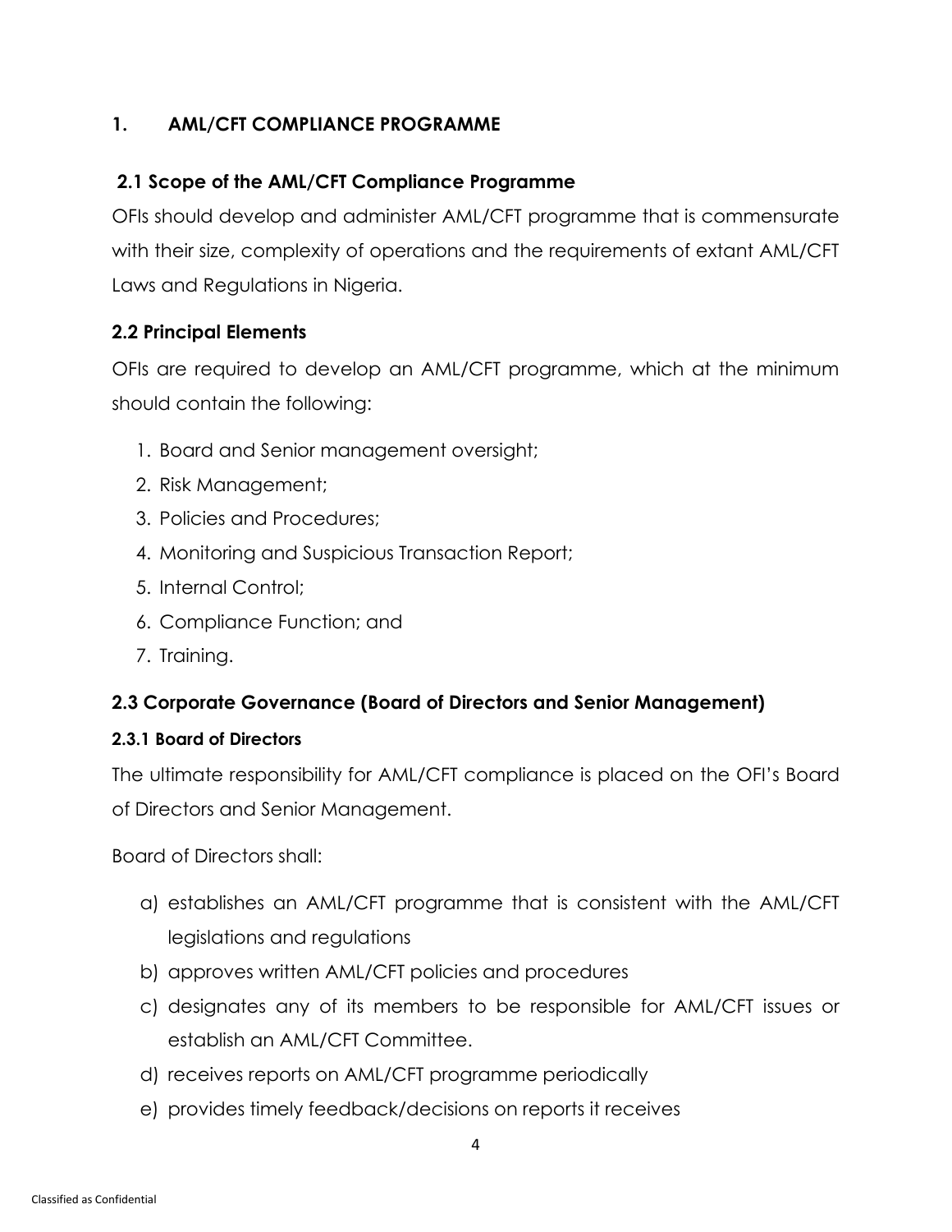## 1. AML/CFT COMPLIANCE PROGRAMME

### 2.1 Scope of the AML/CFT Compliance Programme

OFIs should develop and administer AML/CFT programme that is commensurate with their size, complexity of operations and the requirements of extant AML/CFT Laws and Regulations in Nigeria.

### 2.2 Principal Elements

OFIs are required to develop an AML/CFT programme, which at the minimum should contain the following:

1. Board and Senior management oversight;
2. Risk Management;
3. Policies and Procedures;
4. Monitoring and Suspicious Transaction Report;
5. Internal Control;
6. Compliance Function; and
7. Training.

### 2.3 Corporate Governance (Board of Directors and Senior Management)

#### 2.3.1 Board of Directors

The ultimate responsibility for AML/CFT compliance is placed on the OFI's Board of Directors and Senior Management.

Board of Directors shall:

a) establishes an AML/CFT programme that is consistent with the AML/CFT legislations and regulations
b) approves written AML/CFT policies and procedures
c) designates any of its members to be responsible for AML/CFT issues or establish an AML/CFT Committee.
d) receives reports on AML/CFT programme periodically
e) provides timely feedback/decisions on reports it receives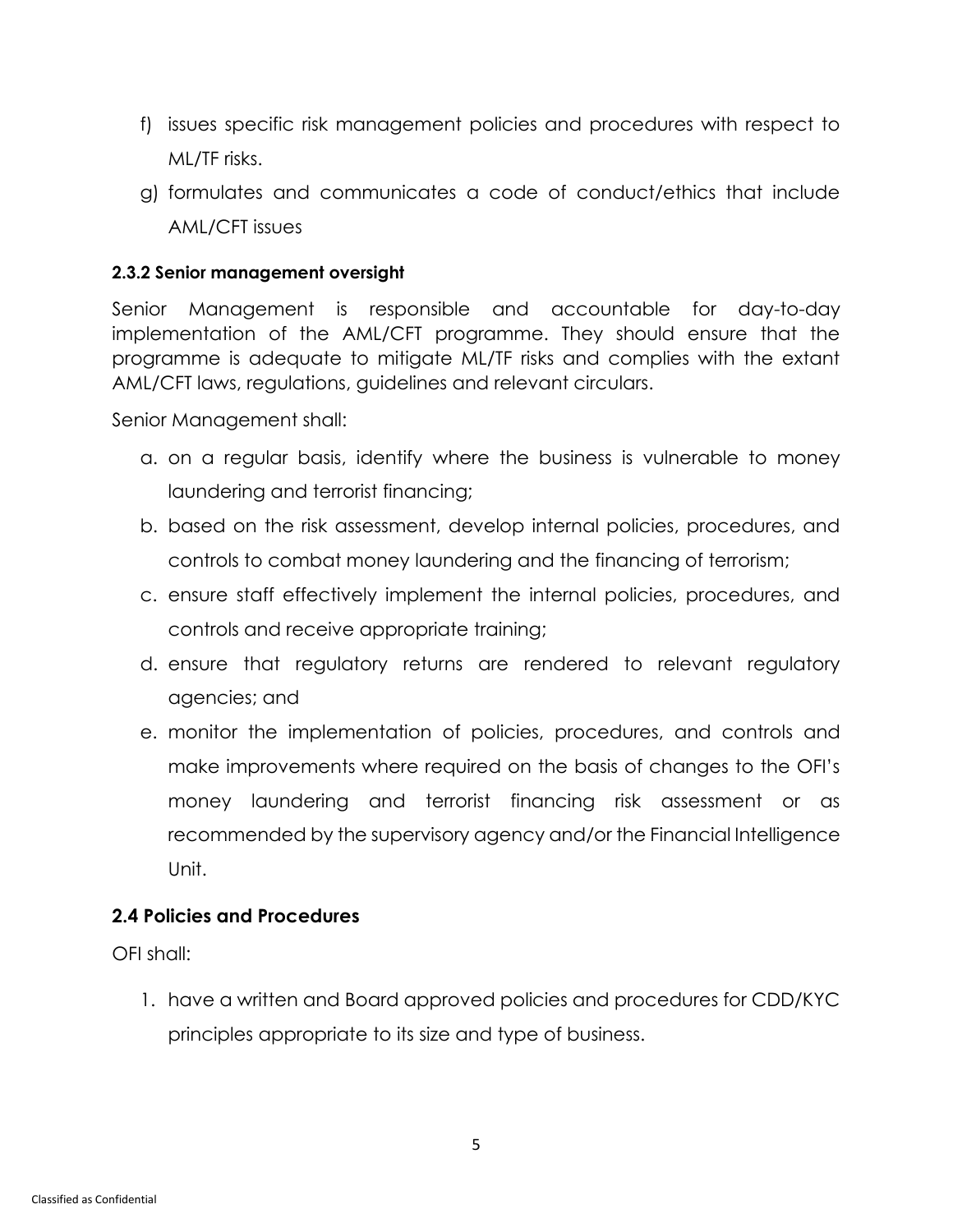f) issues specific risk management policies and procedures with respect to ML/TF risks.

g) formulates and communicates a code of conduct/ethics that include AML/CFT issues

#### 2.3.2 Senior management oversight

Senior Management is responsible and accountable for day-to-day implementation of the AML/CFT programme. They should ensure that the programme is adequate to mitigate ML/TF risks and complies with the extant AML/CFT laws, regulations, guidelines and relevant circulars.

Senior Management shall:

a. on a regular basis, identify where the business is vulnerable to money laundering and terrorist financing;
b. based on the risk assessment, develop internal policies, procedures, and controls to combat money laundering and the financing of terrorism;
c. ensure staff effectively implement the internal policies, procedures, and controls and receive appropriate training;
d. ensure that regulatory returns are rendered to relevant regulatory agencies; and
e. monitor the implementation of policies, procedures, and controls and make improvements where required on the basis of changes to the OFI's money laundering and terrorist financing risk assessment or as recommended by the supervisory agency and/or the Financial Intelligence Unit.

### 2.4 Policies and Procedures

OFI shall:

1. have a written and Board approved policies and procedures for CDD/KYC principles appropriate to its size and type of business.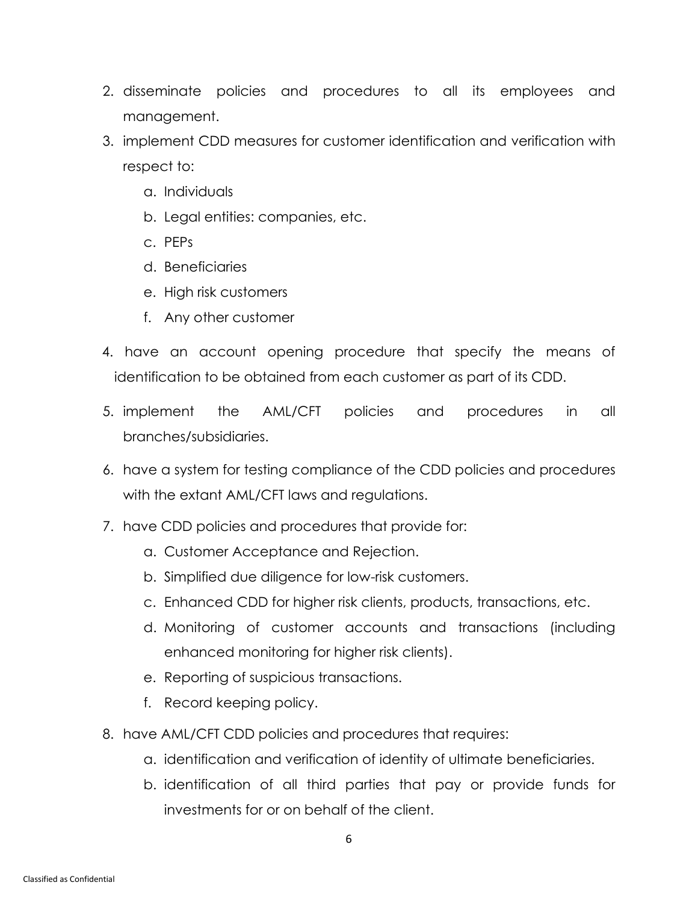2. disseminate policies and procedures to all its employees and management.
3. implement CDD measures for customer identification and verification with respect to:
    a. Individuals
    b. Legal entities: companies, etc.
    c. PEPs
    d. Beneficiaries
    e. High risk customers
    f. Any other customer
4. have an account opening procedure that specify the means of identification to be obtained from each customer as part of its CDD.
5. implement the AML/CFT policies and procedures in all branches/subsidiaries.
6. have a system for testing compliance of the CDD policies and procedures with the extant AML/CFT laws and regulations.
7. have CDD policies and procedures that provide for:
    a. Customer Acceptance and Rejection.
    b. Simplified due diligence for low-risk customers.
    c. Enhanced CDD for higher risk clients, products, transactions, etc.
    d. Monitoring of customer accounts and transactions (including enhanced monitoring for higher risk clients).
    e. Reporting of suspicious transactions.
    f. Record keeping policy.
8. have AML/CFT CDD policies and procedures that requires:
    a. identification and verification of identity of ultimate beneficiaries.
    b. identification of all third parties that pay or provide funds for investments for or on behalf of the client.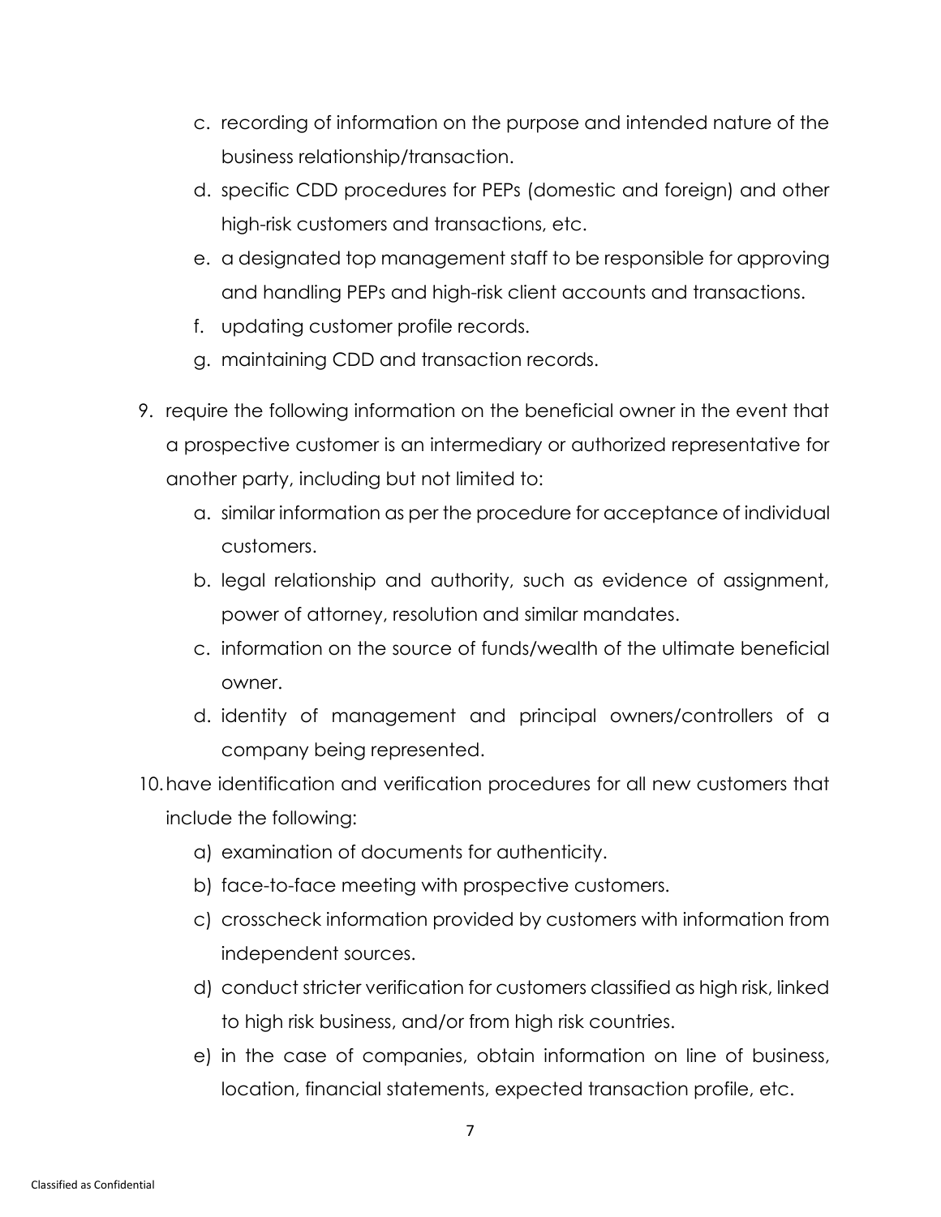c. recording of information on the purpose and intended nature of the business relationship/transaction.
   d. specific CDD procedures for PEPs (domestic and foreign) and other high-risk customers and transactions, etc.
   e. a designated top management staff to be responsible for approving and handling PEPs and high-risk client accounts and transactions.
   f. updating customer profile records.
   g. maintaining CDD and transaction records.

9. require the following information on the beneficial owner in the event that a prospective customer is an intermediary or authorized representative for another party, including but not limited to:
   a. similar information as per the procedure for acceptance of individual customers.
   b. legal relationship and authority, such as evidence of assignment, power of attorney, resolution and similar mandates.
   c. information on the source of funds/wealth of the ultimate beneficial owner.
   d. identity of management and principal owners/controllers of a company being represented.

10. have identification and verification procedures for all new customers that include the following:
    a) examination of documents for authenticity.
    b) face-to-face meeting with prospective customers.
    c) crosscheck information provided by customers with information from independent sources.
    d) conduct stricter verification for customers classified as high risk, linked to high risk business, and/or from high risk countries.
    e) in the case of companies, obtain information on line of business, location, financial statements, expected transaction profile, etc.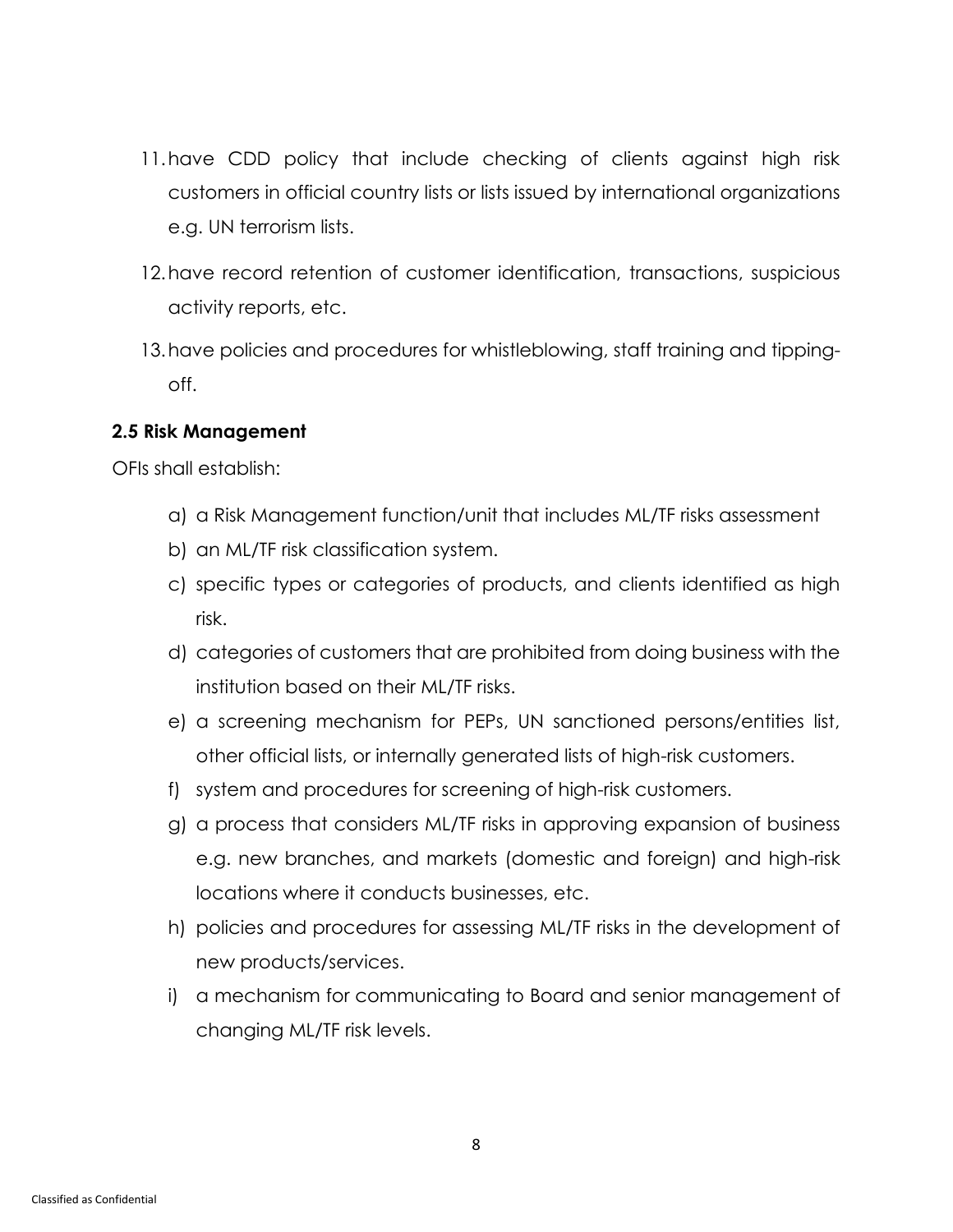11. have CDD policy that include checking of clients against high risk customers in official country lists or lists issued by international organizations e.g. UN terrorism lists.
12. have record retention of customer identification, transactions, suspicious activity reports, etc.
13. have policies and procedures for whistleblowing, staff training and tipping-off.

**2.5 Risk Management**

OFIs shall establish:

a) a Risk Management function/unit that includes ML/TF risks assessment
b) an ML/TF risk classification system.
c) specific types or categories of products, and clients identified as high risk.
d) categories of customers that are prohibited from doing business with the institution based on their ML/TF risks.
e) a screening mechanism for PEPs, UN sanctioned persons/entities list, other official lists, or internally generated lists of high-risk customers.
f) system and procedures for screening of high-risk customers.
g) a process that considers ML/TF risks in approving expansion of business e.g. new branches, and markets (domestic and foreign) and high-risk locations where it conducts businesses, etc.
h) policies and procedures for assessing ML/TF risks in the development of new products/services.
i) a mechanism for communicating to Board and senior management of changing ML/TF risk levels.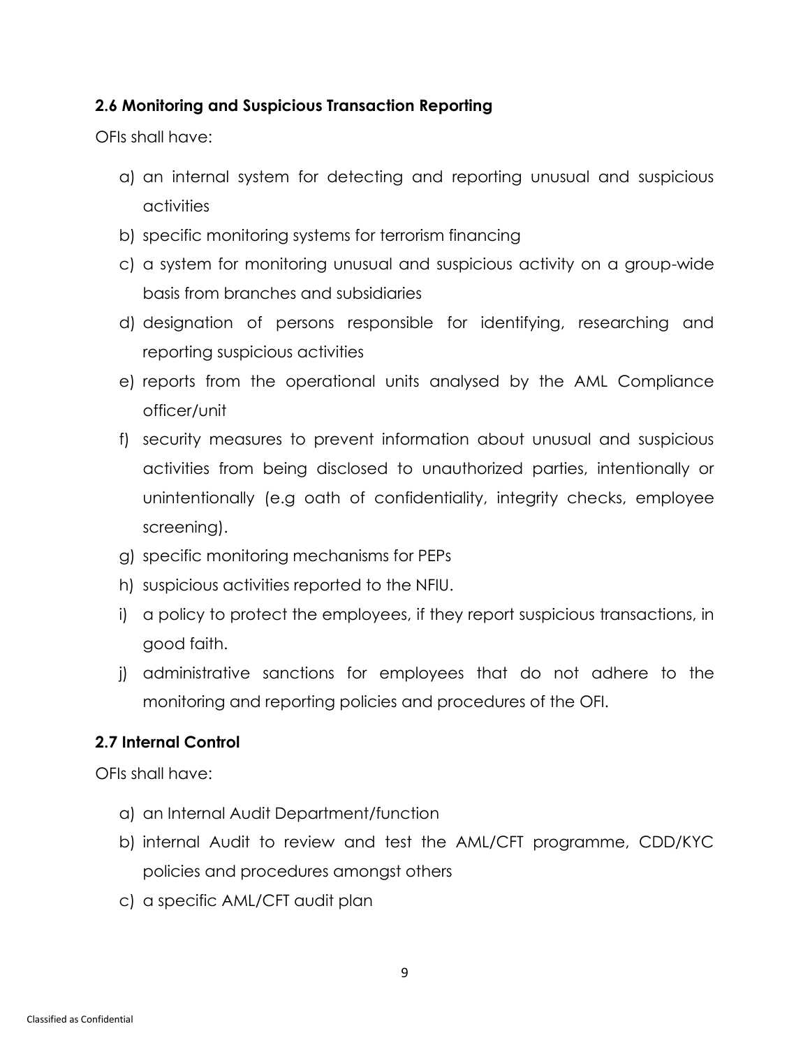### 2.6 Monitoring and Suspicious Transaction Reporting

OFIs shall have:

a) an internal system for detecting and reporting unusual and suspicious activities
b) specific monitoring systems for terrorism financing
c) a system for monitoring unusual and suspicious activity on a group-wide basis from branches and subsidiaries
d) designation of persons responsible for identifying, researching and reporting suspicious activities
e) reports from the operational units analysed by the AML Compliance officer/unit
f) security measures to prevent information about unusual and suspicious activities from being disclosed to unauthorized parties, intentionally or unintentionally (e.g oath of confidentiality, integrity checks, employee screening).
g) specific monitoring mechanisms for PEPs
h) suspicious activities reported to the NFIU.
i) a policy to protect the employees, if they report suspicious transactions, in good faith.
j) administrative sanctions for employees that do not adhere to the monitoring and reporting policies and procedures of the OFI.

### 2.7 Internal Control

OFIs shall have:

a) an Internal Audit Department/function
b) internal Audit to review and test the AML/CFT programme, CDD/KYC policies and procedures amongst others
c) a specific AML/CFT audit plan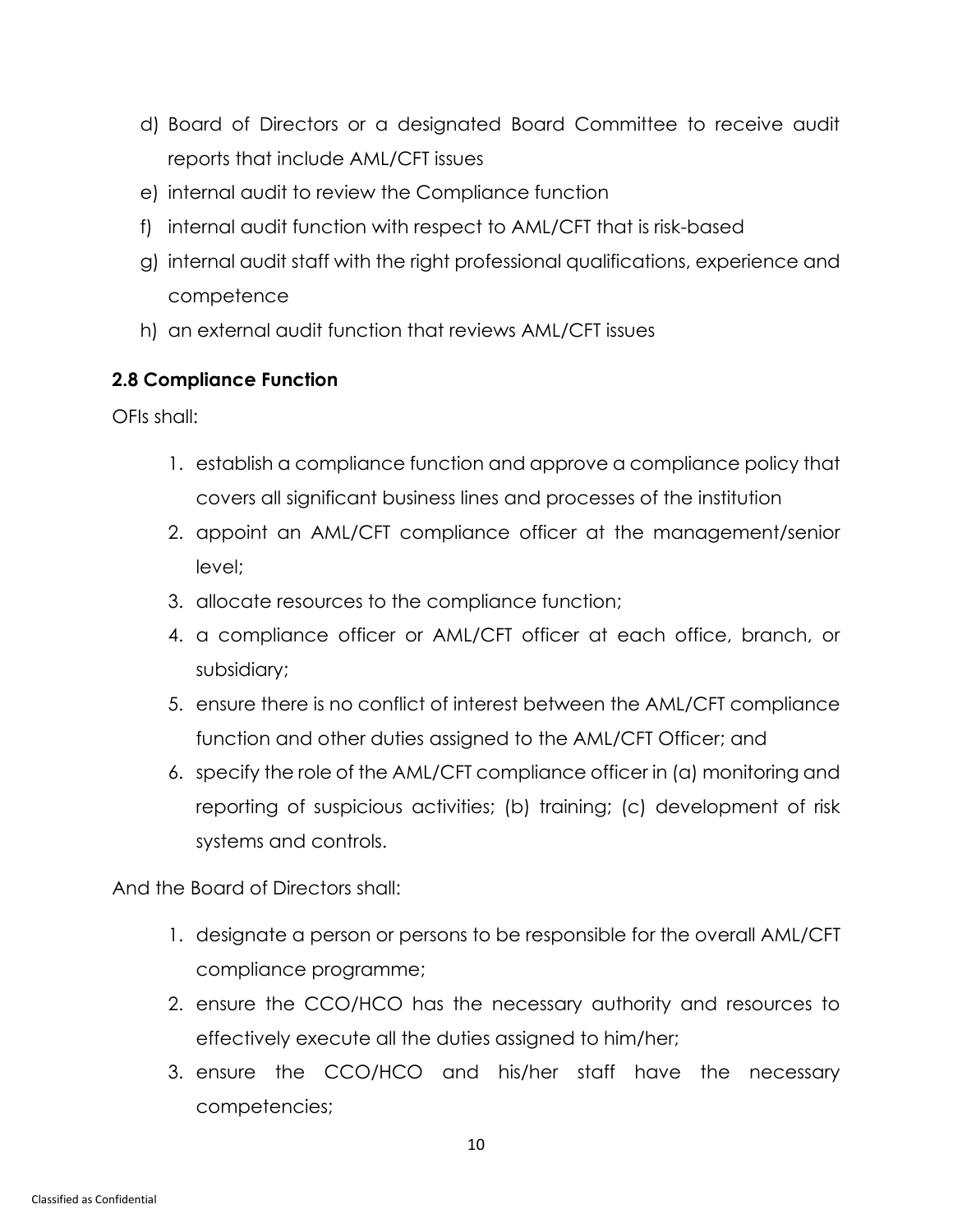d) Board of Directors or a designated Board Committee to receive audit reports that include AML/CFT issues
e) internal audit to review the Compliance function
f) internal audit function with respect to AML/CFT that is risk-based
g) internal audit staff with the right professional qualifications, experience and competence
h) an external audit function that reviews AML/CFT issues

### 2.8 Compliance Function

OFIs shall:

1. establish a compliance function and approve a compliance policy that covers all significant business lines and processes of the institution
2. appoint an AML/CFT compliance officer at the management/senior level;
3. allocate resources to the compliance function;
4. a compliance officer or AML/CFT officer at each office, branch, or subsidiary;
5. ensure there is no conflict of interest between the AML/CFT compliance function and other duties assigned to the AML/CFT Officer; and
6. specify the role of the AML/CFT compliance officer in (a) monitoring and reporting of suspicious activities; (b) training; (c) development of risk systems and controls.

And the Board of Directors shall:

1. designate a person or persons to be responsible for the overall AML/CFT compliance programme;
2. ensure the CCO/HCO has the necessary authority and resources to effectively execute all the duties assigned to him/her;
3. ensure the CCO/HCO and his/her staff have the necessary competencies;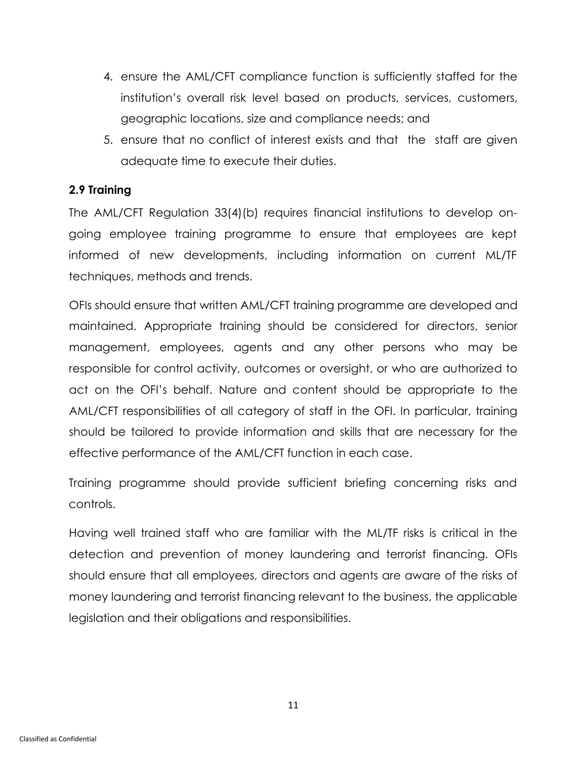4. ensure the AML/CFT compliance function is sufficiently staffed for the institution's overall risk level based on products, services, customers, geographic locations, size and compliance needs; and
5. ensure that no conflict of interest exists and that the staff are given adequate time to execute their duties.

### 2.9 Training

The AML/CFT Regulation 33(4)(b) requires financial institutions to develop on-going employee training programme to ensure that employees are kept informed of new developments, including information on current ML/TF techniques, methods and trends.

OFIs should ensure that written AML/CFT training programme are developed and maintained. Appropriate training should be considered for directors, senior management, employees, agents and any other persons who may be responsible for control activity, outcomes or oversight, or who are authorized to act on the OFI's behalf. Nature and content should be appropriate to the AML/CFT responsibilities of all category of staff in the OFI. In particular, training should be tailored to provide information and skills that are necessary for the effective performance of the AML/CFT function in each case.

Training programme should provide sufficient briefing concerning risks and controls.

Having well trained staff who are familiar with the ML/TF risks is critical in the detection and prevention of money laundering and terrorist financing. OFIs should ensure that all employees, directors and agents are aware of the risks of money laundering and terrorist financing relevant to the business, the applicable legislation and their obligations and responsibilities.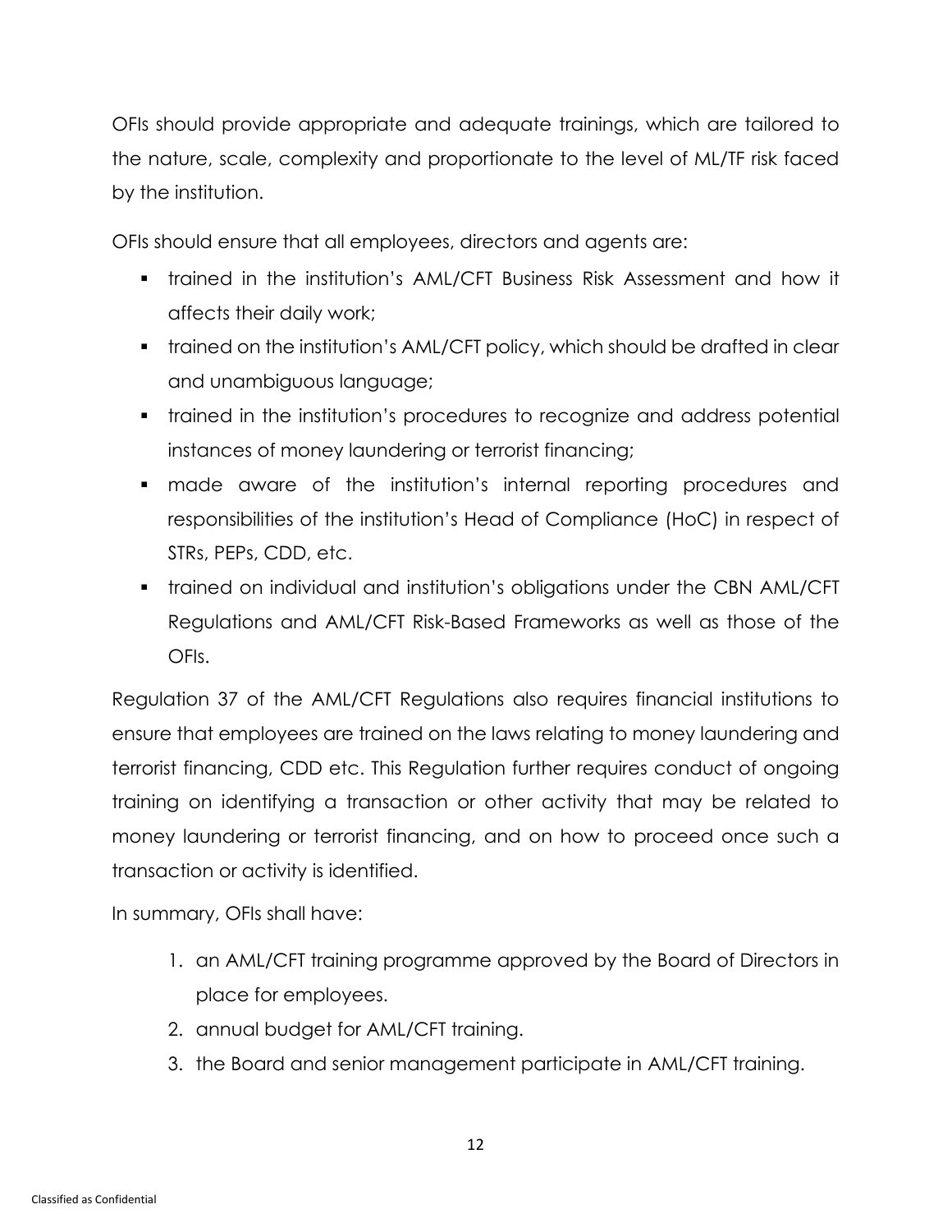OFIs should provide appropriate and adequate trainings, which are tailored to the nature, scale, complexity and proportionate to the level of ML/TF risk faced by the institution.

OFIs should ensure that all employees, directors and agents are:

- trained in the institution's AML/CFT Business Risk Assessment and how it affects their daily work;
- trained on the institution's AML/CFT policy, which should be drafted in clear and unambiguous language;
- trained in the institution's procedures to recognize and address potential instances of money laundering or terrorist financing;
- made aware of the institution's internal reporting procedures and responsibilities of the institution's Head of Compliance (HoC) in respect of STRs, PEPs, CDD, etc.
- trained on individual and institution's obligations under the CBN AML/CFT Regulations and AML/CFT Risk-Based Frameworks as well as those of the OFIs.

Regulation 37 of the AML/CFT Regulations also requires financial institutions to ensure that employees are trained on the laws relating to money laundering and terrorist financing, CDD etc. This Regulation further requires conduct of ongoing training on identifying a transaction or other activity that may be related to money laundering or terrorist financing, and on how to proceed once such a transaction or activity is identified.

In summary, OFIs shall have:

1. an AML/CFT training programme approved by the Board of Directors in place for employees.
2. annual budget for AML/CFT training.
3. the Board and senior management participate in AML/CFT training.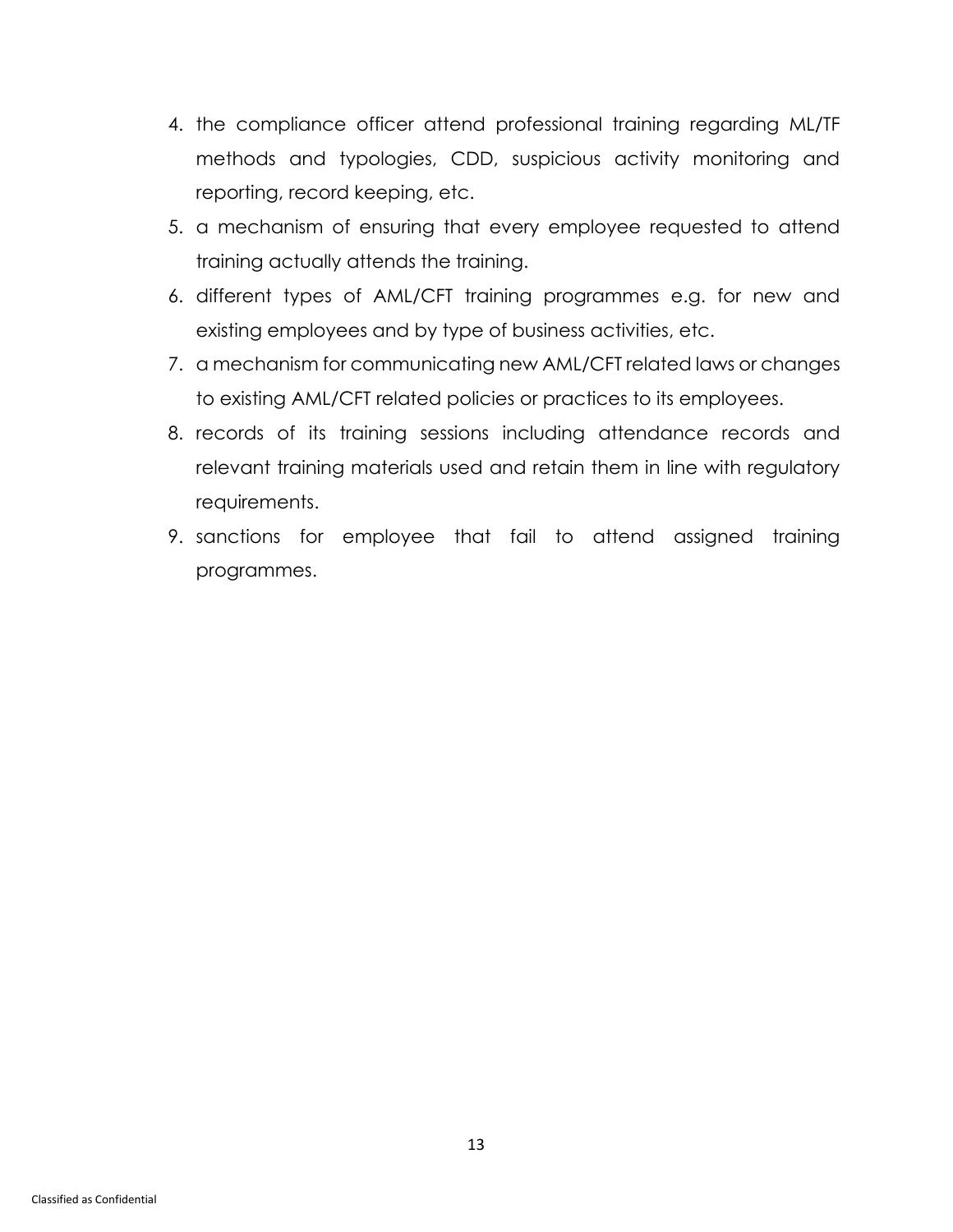4. the compliance officer attend professional training regarding ML/TF methods and typologies, CDD, suspicious activity monitoring and reporting, record keeping, etc.
5. a mechanism of ensuring that every employee requested to attend training actually attends the training.
6. different types of AML/CFT training programmes e.g. for new and existing employees and by type of business activities, etc.
7. a mechanism for communicating new AML/CFT related laws or changes to existing AML/CFT related policies or practices to its employees.
8. records of its training sessions including attendance records and relevant training materials used and retain them in line with regulatory requirements.
9. sanctions for employee that fail to attend assigned training programmes.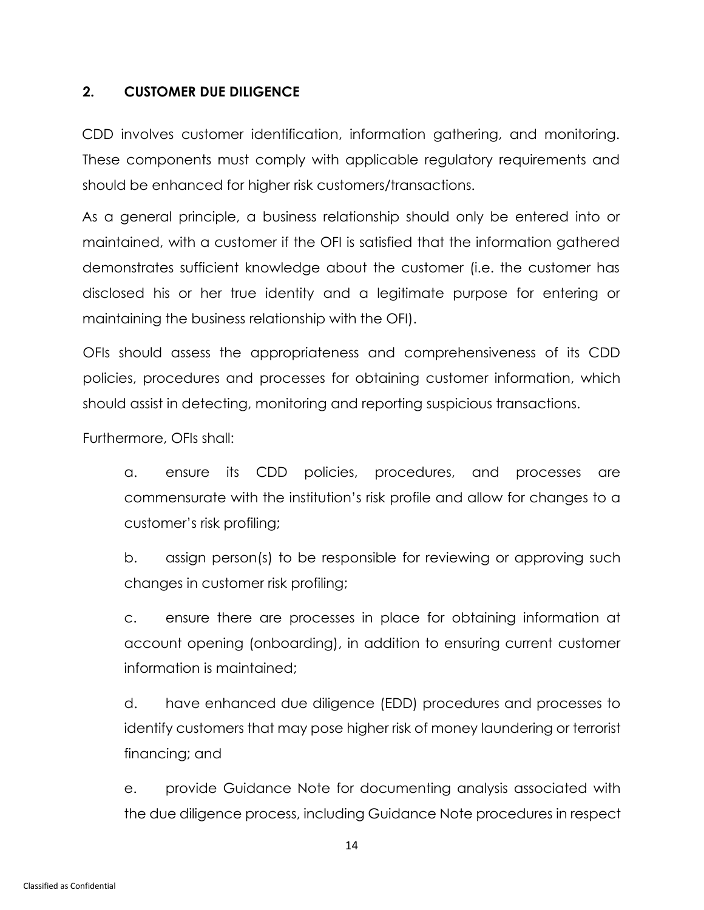## 2. CUSTOMER DUE DILIGENCE

CDD involves customer identification, information gathering, and monitoring. These components must comply with applicable regulatory requirements and should be enhanced for higher risk customers/transactions.

As a general principle, a business relationship should only be entered into or maintained, with a customer if the OFI is satisfied that the information gathered demonstrates sufficient knowledge about the customer (i.e. the customer has disclosed his or her true identity and a legitimate purpose for entering or maintaining the business relationship with the OFI).

OFIs should assess the appropriateness and comprehensiveness of its CDD policies, procedures and processes for obtaining customer information, which should assist in detecting, monitoring and reporting suspicious transactions.

Furthermore, OFIs shall:

a. ensure its CDD policies, procedures, and processes are commensurate with the institution's risk profile and allow for changes to a customer's risk profiling;

b. assign person(s) to be responsible for reviewing or approving such changes in customer risk profiling;

c. ensure there are processes in place for obtaining information at account opening (onboarding), in addition to ensuring current customer information is maintained;

d. have enhanced due diligence (EDD) procedures and processes to identify customers that may pose higher risk of money laundering or terrorist financing; and

e. provide Guidance Note for documenting analysis associated with the due diligence process, including Guidance Note procedures in respect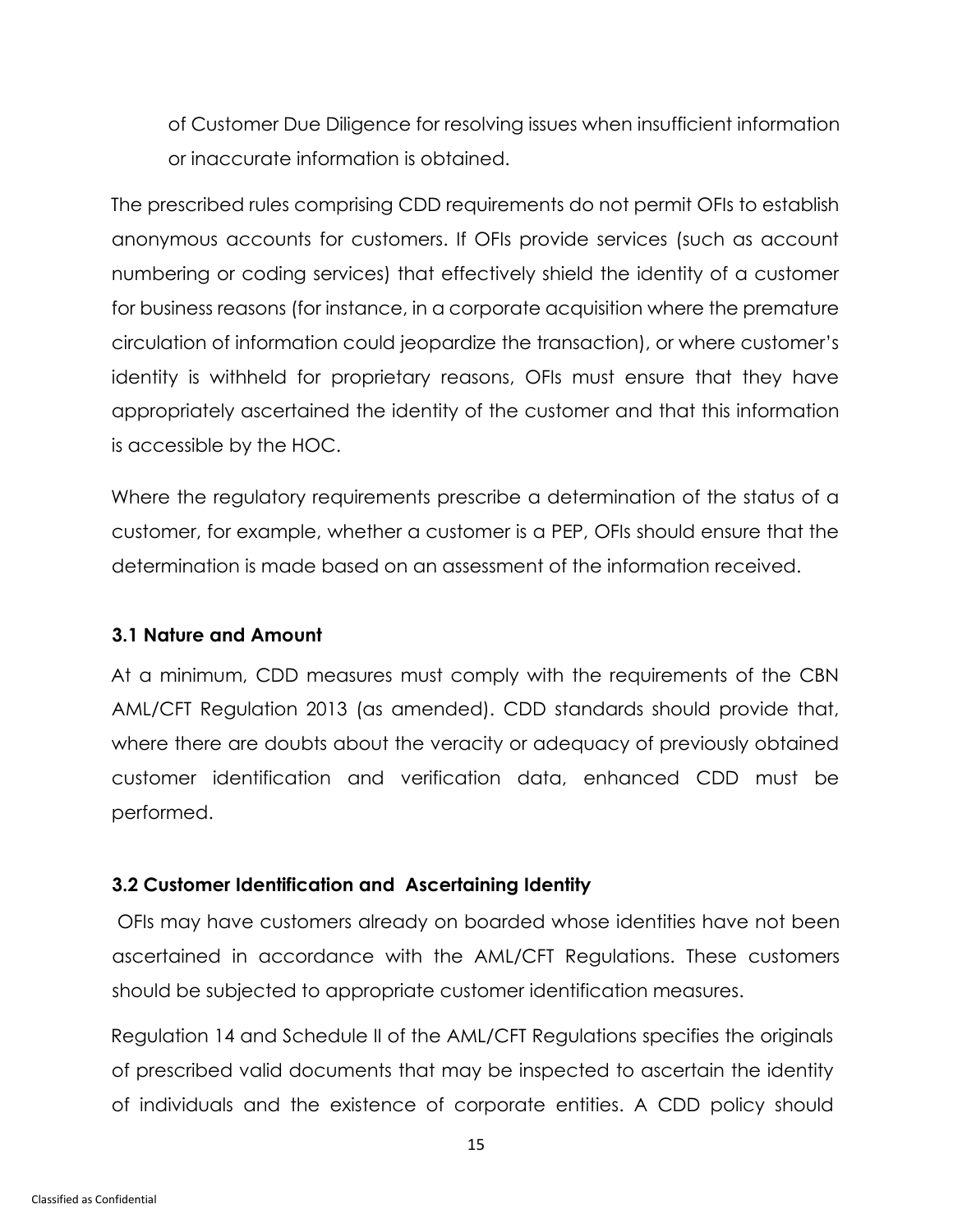of Customer Due Diligence for resolving issues when insufficient information or inaccurate information is obtained.

The prescribed rules comprising CDD requirements do not permit OFIs to establish anonymous accounts for customers. If OFIs provide services (such as account numbering or coding services) that effectively shield the identity of a customer for business reasons (for instance, in a corporate acquisition where the premature circulation of information could jeopardize the transaction), or where customer's identity is withheld for proprietary reasons, OFIs must ensure that they have appropriately ascertained the identity of the customer and that this information is accessible by the HOC.

Where the regulatory requirements prescribe a determination of the status of a customer, for example, whether a customer is a PEP, OFIs should ensure that the determination is made based on an assessment of the information received.

### 3.1 Nature and Amount

At a minimum, CDD measures must comply with the requirements of the CBN AML/CFT Regulation 2013 (as amended). CDD standards should provide that, where there are doubts about the veracity or adequacy of previously obtained customer identification and verification data, enhanced CDD must be performed.

### 3.2 Customer Identification and Ascertaining Identity

OFIs may have customers already on boarded whose identities have not been ascertained in accordance with the AML/CFT Regulations. These customers should be subjected to appropriate customer identification measures.

Regulation 14 and Schedule II of the AML/CFT Regulations specifies the originals of prescribed valid documents that may be inspected to ascertain the identity of individuals and the existence of corporate entities. A CDD policy should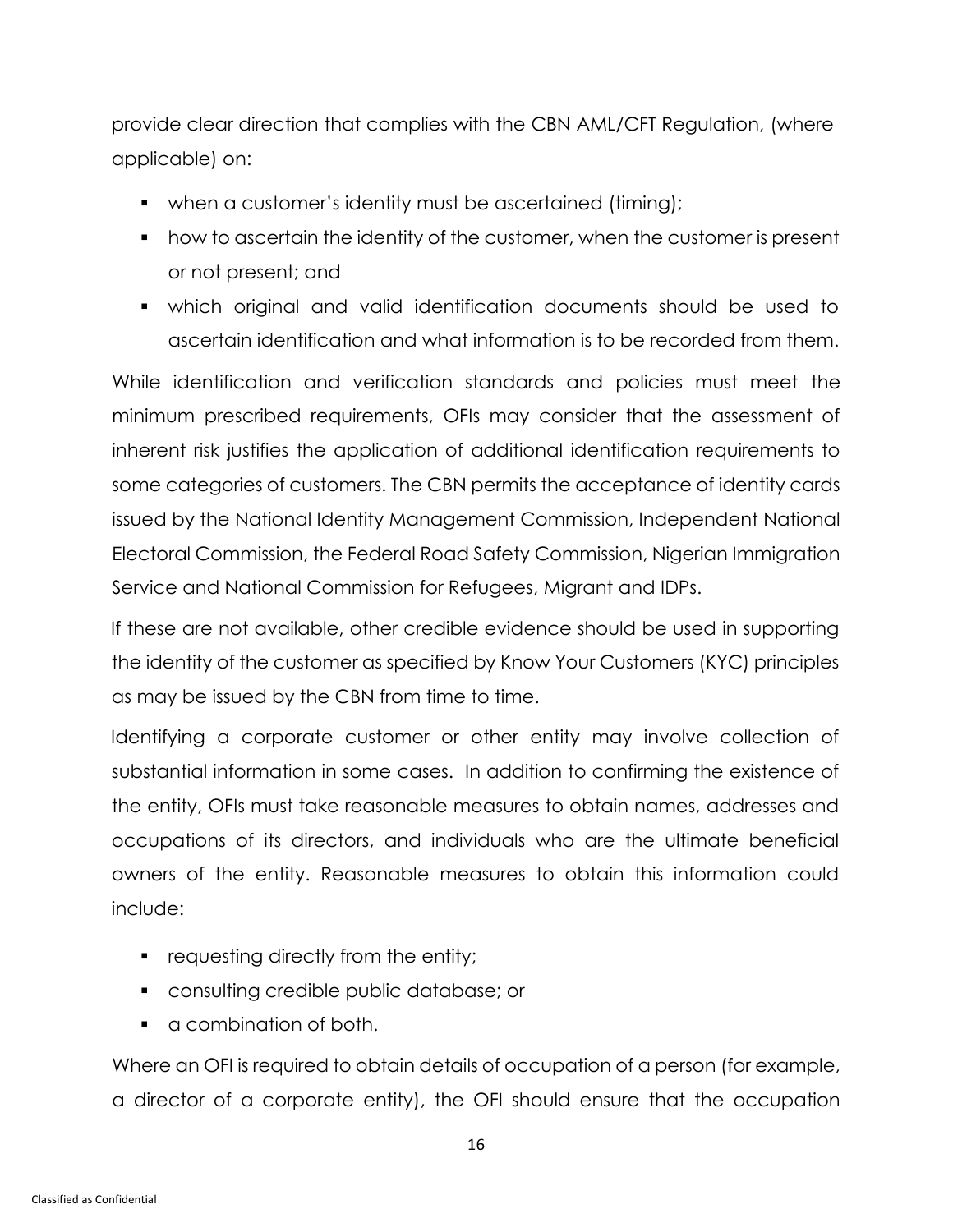provide clear direction that complies with the CBN AML/CFT Regulation, (where applicable) on:

- when a customer's identity must be ascertained (timing);
- how to ascertain the identity of the customer, when the customer is present or not present; and
- which original and valid identification documents should be used to ascertain identification and what information is to be recorded from them.

While identification and verification standards and policies must meet the minimum prescribed requirements, OFIs may consider that the assessment of inherent risk justifies the application of additional identification requirements to some categories of customers. The CBN permits the acceptance of identity cards issued by the National Identity Management Commission, Independent National Electoral Commission, the Federal Road Safety Commission, Nigerian Immigration Service and National Commission for Refugees, Migrant and IDPs.

If these are not available, other credible evidence should be used in supporting the identity of the customer as specified by Know Your Customers (KYC) principles as may be issued by the CBN from time to time.

Identifying a corporate customer or other entity may involve collection of substantial information in some cases. In addition to confirming the existence of the entity, OFIs must take reasonable measures to obtain names, addresses and occupations of its directors, and individuals who are the ultimate beneficial owners of the entity. Reasonable measures to obtain this information could include:

- requesting directly from the entity;
- consulting credible public database; or
- a combination of both.

Where an OFI is required to obtain details of occupation of a person (for example, a director of a corporate entity), the OFI should ensure that the occupation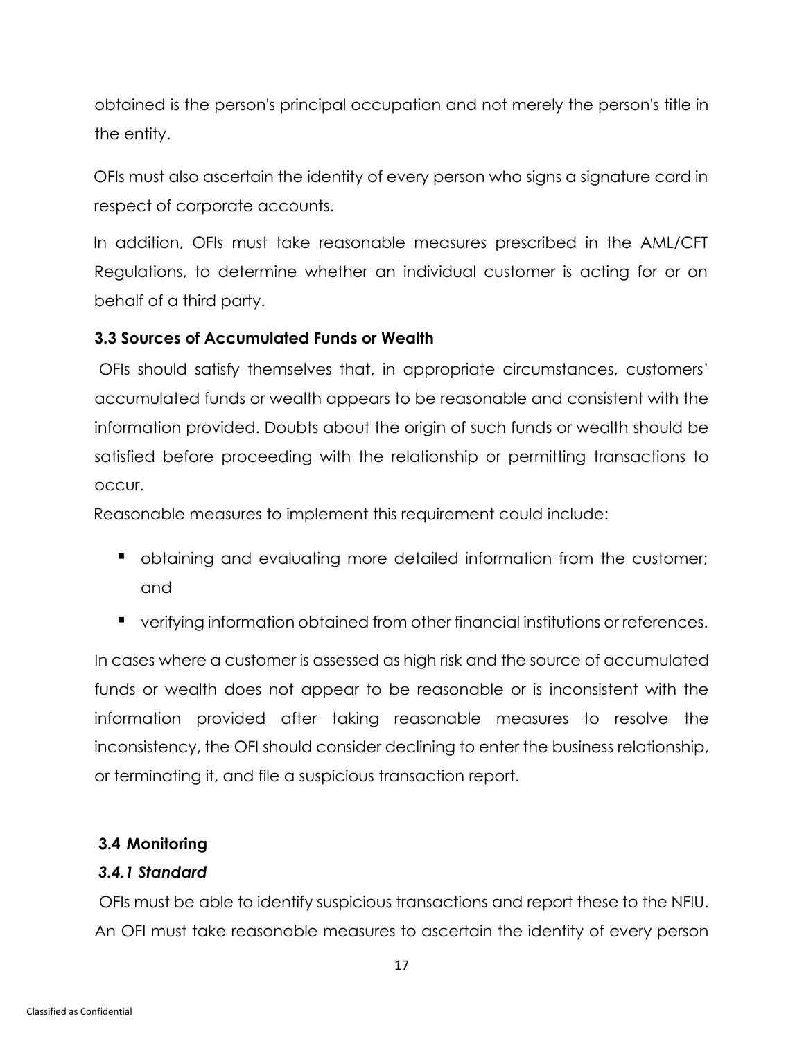obtained is the person's principal occupation and not merely the person's title in the entity.

OFIs must also ascertain the identity of every person who signs a signature card in respect of corporate accounts.

In addition, OFIs must take reasonable measures prescribed in the AML/CFT Regulations, to determine whether an individual customer is acting for or on behalf of a third party.

### 3.3 Sources of Accumulated Funds or Wealth

OFIs should satisfy themselves that, in appropriate circumstances, customers' accumulated funds or wealth appears to be reasonable and consistent with the information provided. Doubts about the origin of such funds or wealth should be satisfied before proceeding with the relationship or permitting transactions to occur.

Reasonable measures to implement this requirement could include:

- obtaining and evaluating more detailed information from the customer; and
- verifying information obtained from other financial institutions or references.

In cases where a customer is assessed as high risk and the source of accumulated funds or wealth does not appear to be reasonable or is inconsistent with the information provided after taking reasonable measures to resolve the inconsistency, the OFI should consider declining to enter the business relationship, or terminating it, and file a suspicious transaction report.

### 3.4 Monitoring

#### *3.4.1 Standard*

OFIs must be able to identify suspicious transactions and report these to the NFIU. An OFI must take reasonable measures to ascertain the identity of every person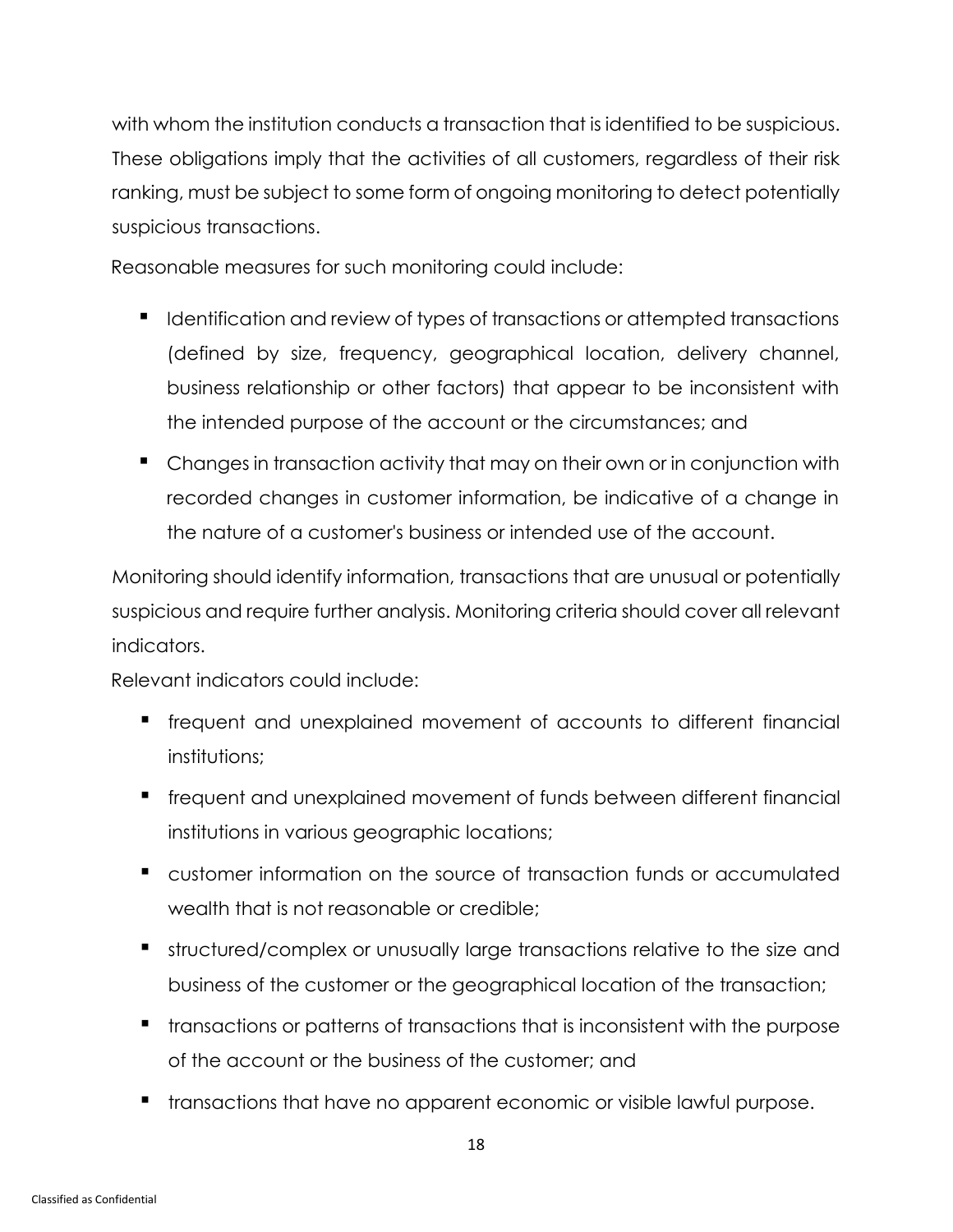with whom the institution conducts a transaction that is identified to be suspicious. These obligations imply that the activities of all customers, regardless of their risk ranking, must be subject to some form of ongoing monitoring to detect potentially suspicious transactions.

Reasonable measures for such monitoring could include:

- Identification and review of types of transactions or attempted transactions (defined by size, frequency, geographical location, delivery channel, business relationship or other factors) that appear to be inconsistent with the intended purpose of the account or the circumstances; and
- Changes in transaction activity that may on their own or in conjunction with recorded changes in customer information, be indicative of a change in the nature of a customer's business or intended use of the account.

Monitoring should identify information, transactions that are unusual or potentially suspicious and require further analysis. Monitoring criteria should cover all relevant indicators.

Relevant indicators could include:

- frequent and unexplained movement of accounts to different financial institutions;
- frequent and unexplained movement of funds between different financial institutions in various geographic locations;
- customer information on the source of transaction funds or accumulated wealth that is not reasonable or credible;
- structured/complex or unusually large transactions relative to the size and business of the customer or the geographical location of the transaction;
- transactions or patterns of transactions that is inconsistent with the purpose of the account or the business of the customer; and
- transactions that have no apparent economic or visible lawful purpose.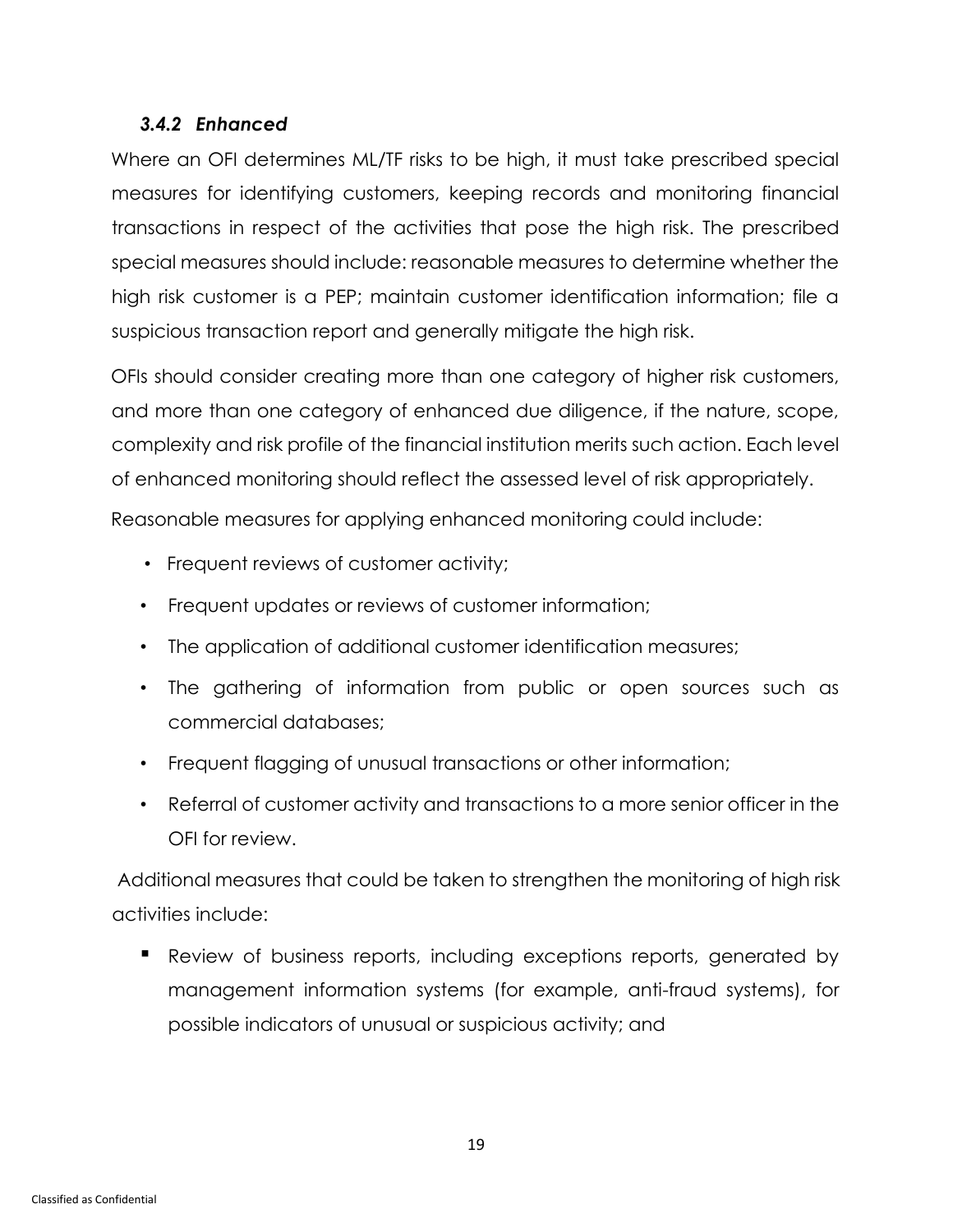### *3.4.2 Enhanced*

Where an OFI determines ML/TF risks to be high, it must take prescribed special measures for identifying customers, keeping records and monitoring financial transactions in respect of the activities that pose the high risk. The prescribed special measures should include: reasonable measures to determine whether the high risk customer is a PEP; maintain customer identification information; file a suspicious transaction report and generally mitigate the high risk.

OFIs should consider creating more than one category of higher risk customers, and more than one category of enhanced due diligence, if the nature, scope, complexity and risk profile of the financial institution merits such action. Each level of enhanced monitoring should reflect the assessed level of risk appropriately.

Reasonable measures for applying enhanced monitoring could include:

- Frequent reviews of customer activity;
- Frequent updates or reviews of customer information;
- The application of additional customer identification measures;
- The gathering of information from public or open sources such as commercial databases;
- Frequent flagging of unusual transactions or other information;
- Referral of customer activity and transactions to a more senior officer in the OFI for review.

Additional measures that could be taken to strengthen the monitoring of high risk activities include:

- Review of business reports, including exceptions reports, generated by management information systems (for example, anti-fraud systems), for possible indicators of unusual or suspicious activity; and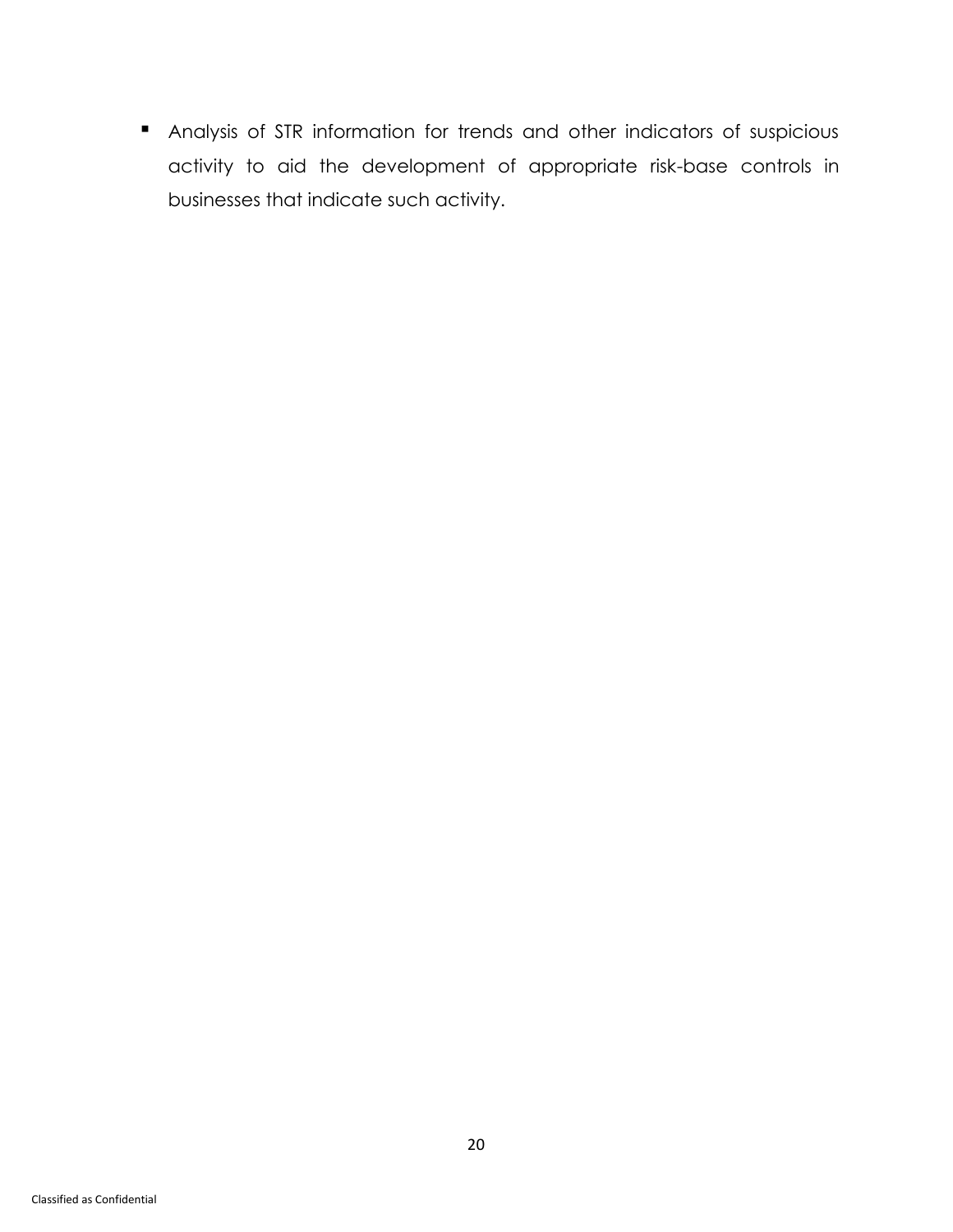- Analysis of STR information for trends and other indicators of suspicious activity to aid the development of appropriate risk-base controls in businesses that indicate such activity.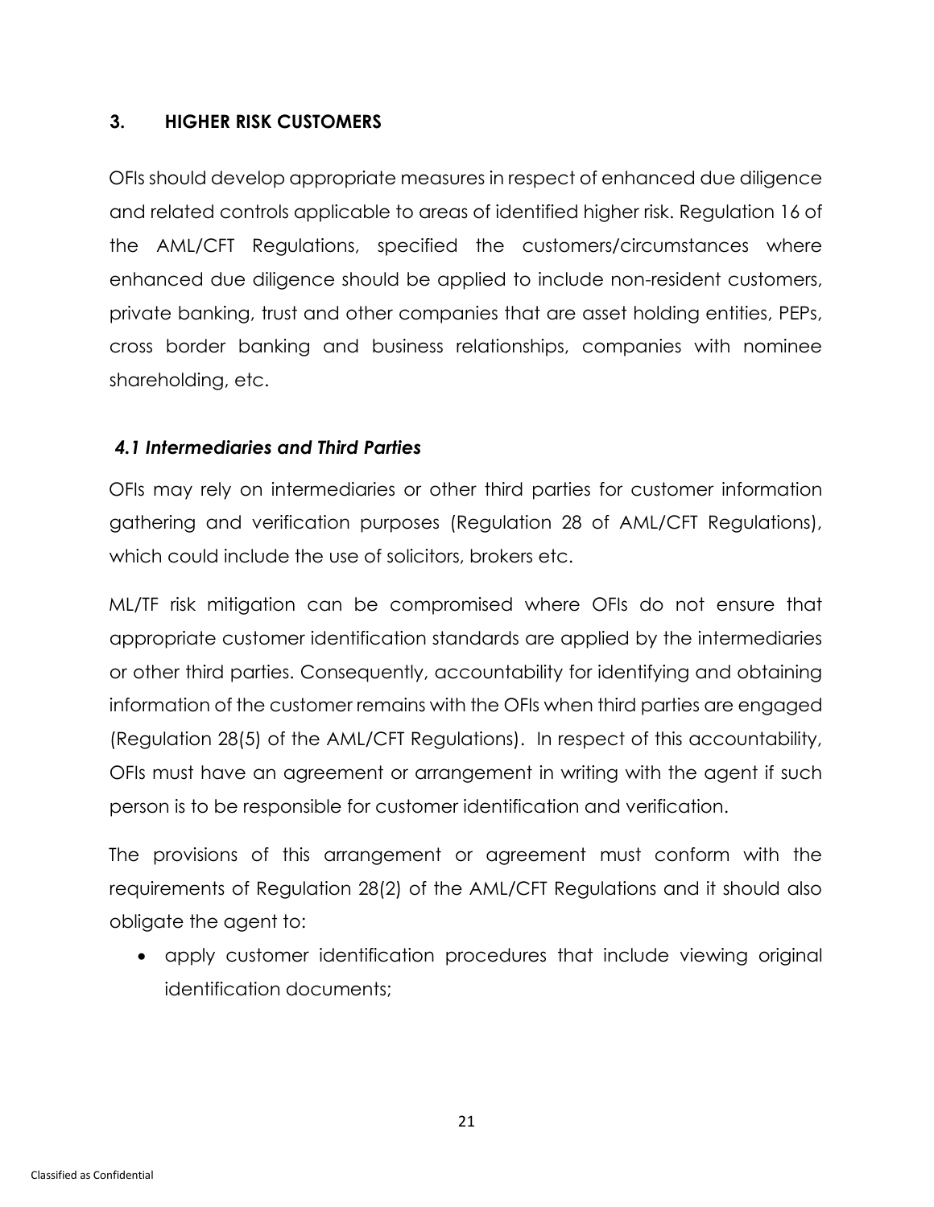## 3. HIGHER RISK CUSTOMERS

OFIs should develop appropriate measures in respect of enhanced due diligence and related controls applicable to areas of identified higher risk. Regulation 16 of the AML/CFT Regulations, specified the customers/circumstances where enhanced due diligence should be applied to include non-resident customers, private banking, trust and other companies that are asset holding entities, PEPs, cross border banking and business relationships, companies with nominee shareholding, etc.

### *4.1 Intermediaries and Third Parties*

OFIs may rely on intermediaries or other third parties for customer information gathering and verification purposes (Regulation 28 of AML/CFT Regulations), which could include the use of solicitors, brokers etc.

ML/TF risk mitigation can be compromised where OFIs do not ensure that appropriate customer identification standards are applied by the intermediaries or other third parties. Consequently, accountability for identifying and obtaining information of the customer remains with the OFIs when third parties are engaged (Regulation 28(5) of the AML/CFT Regulations). In respect of this accountability, OFIs must have an agreement or arrangement in writing with the agent if such person is to be responsible for customer identification and verification.

The provisions of this arrangement or agreement must conform with the requirements of Regulation 28(2) of the AML/CFT Regulations and it should also obligate the agent to:

- apply customer identification procedures that include viewing original identification documents;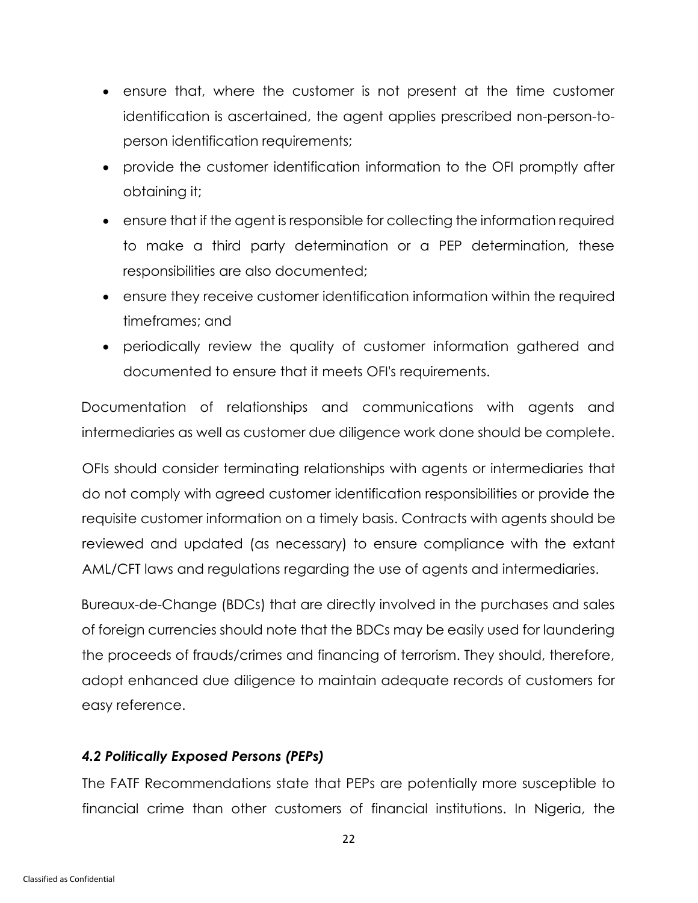- ensure that, where the customer is not present at the time customer identification is ascertained, the agent applies prescribed non-person-to-person identification requirements;
- provide the customer identification information to the OFI promptly after obtaining it;
- ensure that if the agent is responsible for collecting the information required to make a third party determination or a PEP determination, these responsibilities are also documented;
- ensure they receive customer identification information within the required timeframes; and
- periodically review the quality of customer information gathered and documented to ensure that it meets OFI's requirements.

Documentation of relationships and communications with agents and intermediaries as well as customer due diligence work done should be complete.

OFIs should consider terminating relationships with agents or intermediaries that do not comply with agreed customer identification responsibilities or provide the requisite customer information on a timely basis. Contracts with agents should be reviewed and updated (as necessary) to ensure compliance with the extant AML/CFT laws and regulations regarding the use of agents and intermediaries.

Bureaux-de-Change (BDCs) that are directly involved in the purchases and sales of foreign currencies should note that the BDCs may be easily used for laundering the proceeds of frauds/crimes and financing of terrorism. They should, therefore, adopt enhanced due diligence to maintain adequate records of customers for easy reference.

### *4.2 Politically Exposed Persons (PEPs)*

The FATF Recommendations state that PEPs are potentially more susceptible to financial crime than other customers of financial institutions. In Nigeria, the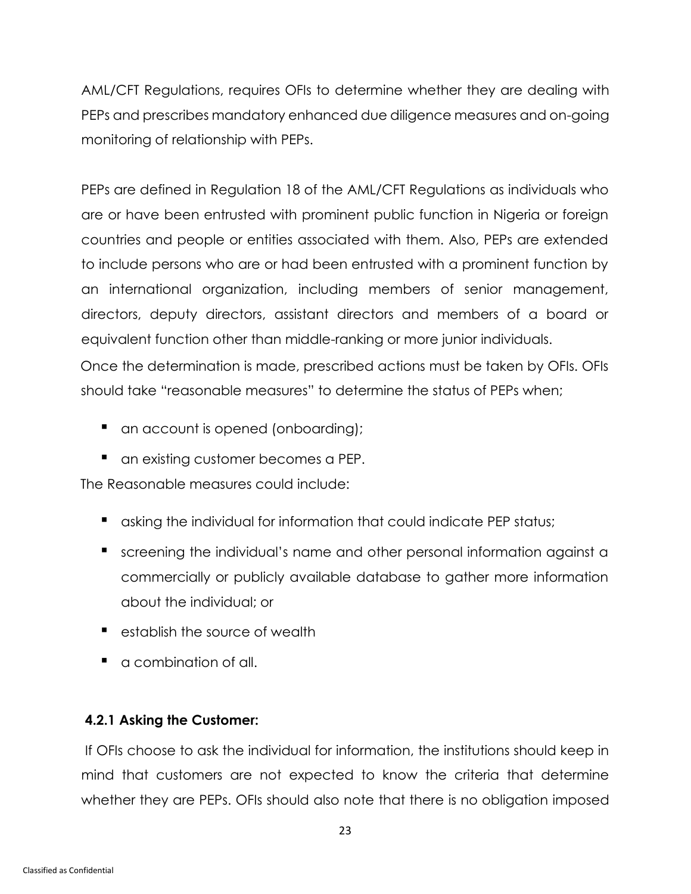AML/CFT Regulations, requires OFIs to determine whether they are dealing with PEPs and prescribes mandatory enhanced due diligence measures and on-going monitoring of relationship with PEPs.

PEPs are defined in Regulation 18 of the AML/CFT Regulations as individuals who are or have been entrusted with prominent public function in Nigeria or foreign countries and people or entities associated with them. Also, PEPs are extended to include persons who are or had been entrusted with a prominent function by an international organization, including members of senior management, directors, deputy directors, assistant directors and members of a board or equivalent function other than middle-ranking or more junior individuals.

Once the determination is made, prescribed actions must be taken by OFIs. OFIs should take "reasonable measures" to determine the status of PEPs when;

- an account is opened (onboarding);
- an existing customer becomes a PEP.

The Reasonable measures could include:

- asking the individual for information that could indicate PEP status;
- screening the individual's name and other personal information against a commercially or publicly available database to gather more information about the individual; or
- establish the source of wealth
- a combination of all.

### 4.2.1 Asking the Customer:

If OFIs choose to ask the individual for information, the institutions should keep in mind that customers are not expected to know the criteria that determine whether they are PEPs. OFIs should also note that there is no obligation imposed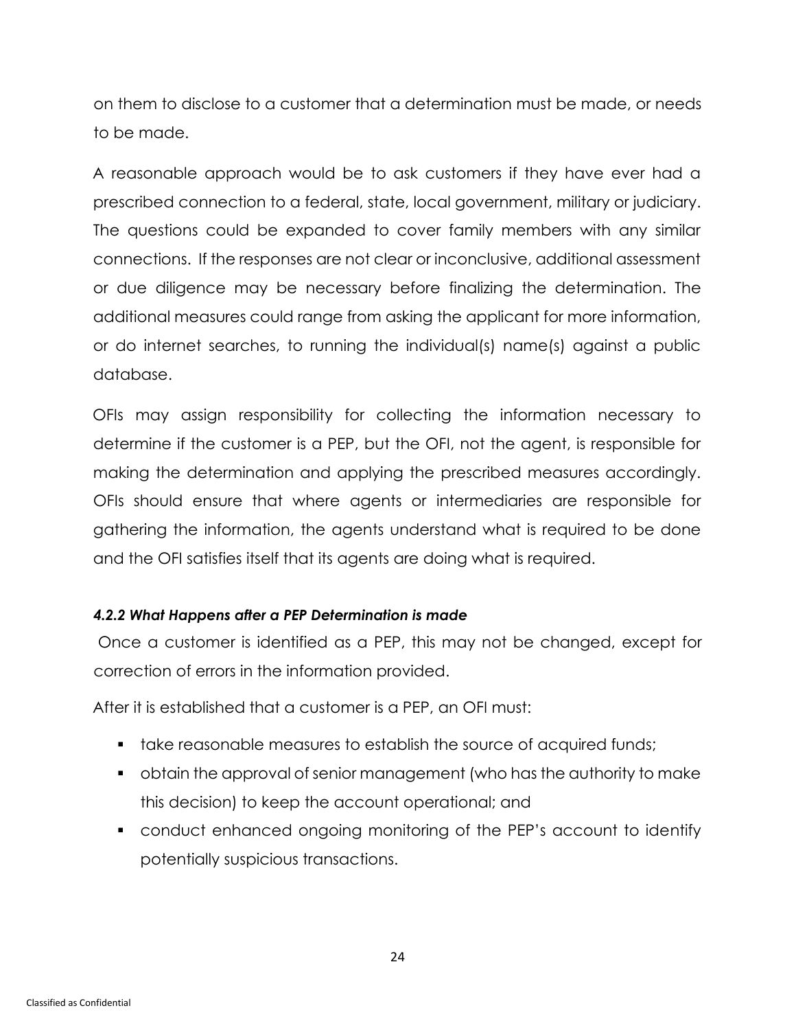on them to disclose to a customer that a determination must be made, or needs to be made.

A reasonable approach would be to ask customers if they have ever had a prescribed connection to a federal, state, local government, military or judiciary. The questions could be expanded to cover family members with any similar connections. If the responses are not clear or inconclusive, additional assessment or due diligence may be necessary before finalizing the determination. The additional measures could range from asking the applicant for more information, or do internet searches, to running the individual(s) name(s) against a public database.

OFIs may assign responsibility for collecting the information necessary to determine if the customer is a PEP, but the OFI, not the agent, is responsible for making the determination and applying the prescribed measures accordingly. OFIs should ensure that where agents or intermediaries are responsible for gathering the information, the agents understand what is required to be done and the OFI satisfies itself that its agents are doing what is required.

#### *4.2.2 What Happens after a PEP Determination is made*

Once a customer is identified as a PEP, this may not be changed, except for correction of errors in the information provided.

After it is established that a customer is a PEP, an OFI must:

- take reasonable measures to establish the source of acquired funds;
- obtain the approval of senior management (who has the authority to make this decision) to keep the account operational; and
- conduct enhanced ongoing monitoring of the PEP's account to identify potentially suspicious transactions.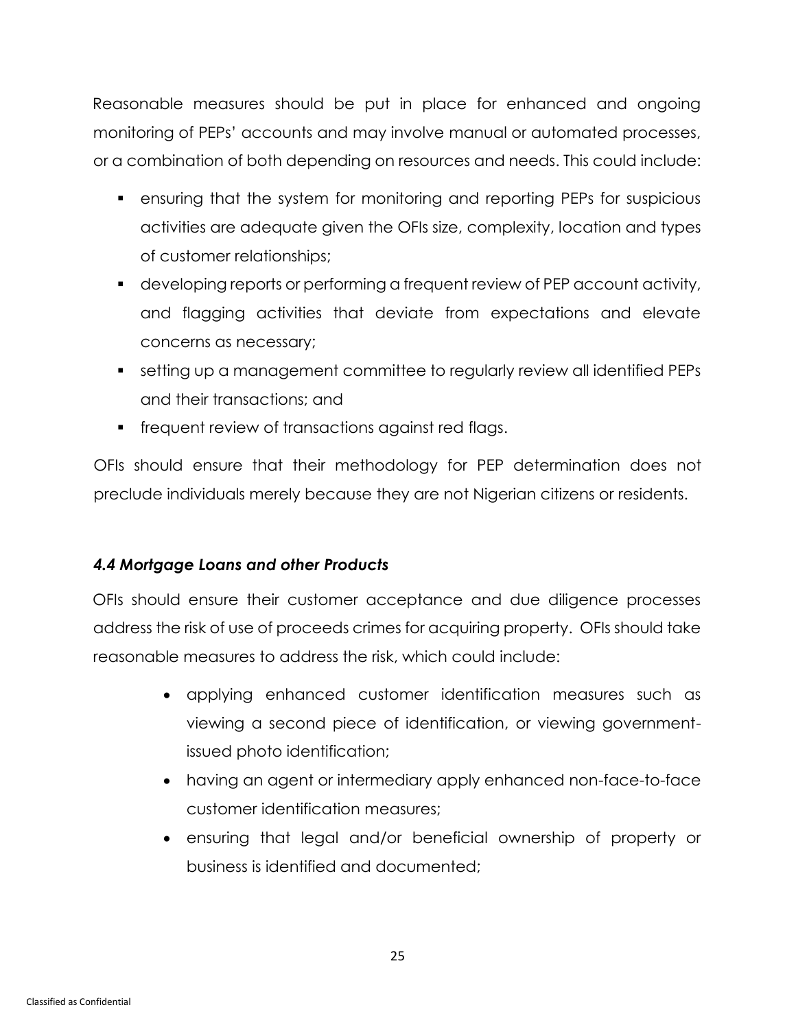Reasonable measures should be put in place for enhanced and ongoing monitoring of PEPs' accounts and may involve manual or automated processes, or a combination of both depending on resources and needs. This could include:

- ensuring that the system for monitoring and reporting PEPs for suspicious activities are adequate given the OFIs size, complexity, location and types of customer relationships;
- developing reports or performing a frequent review of PEP account activity, and flagging activities that deviate from expectations and elevate concerns as necessary;
- setting up a management committee to regularly review all identified PEPs and their transactions; and
- frequent review of transactions against red flags.

OFIs should ensure that their methodology for PEP determination does not preclude individuals merely because they are not Nigerian citizens or residents.

### *4.4 Mortgage Loans and other Products*

OFIs should ensure their customer acceptance and due diligence processes address the risk of use of proceeds crimes for acquiring property. OFIs should take reasonable measures to address the risk, which could include:

- applying enhanced customer identification measures such as viewing a second piece of identification, or viewing government-issued photo identification;
- having an agent or intermediary apply enhanced non-face-to-face customer identification measures;
- ensuring that legal and/or beneficial ownership of property or business is identified and documented;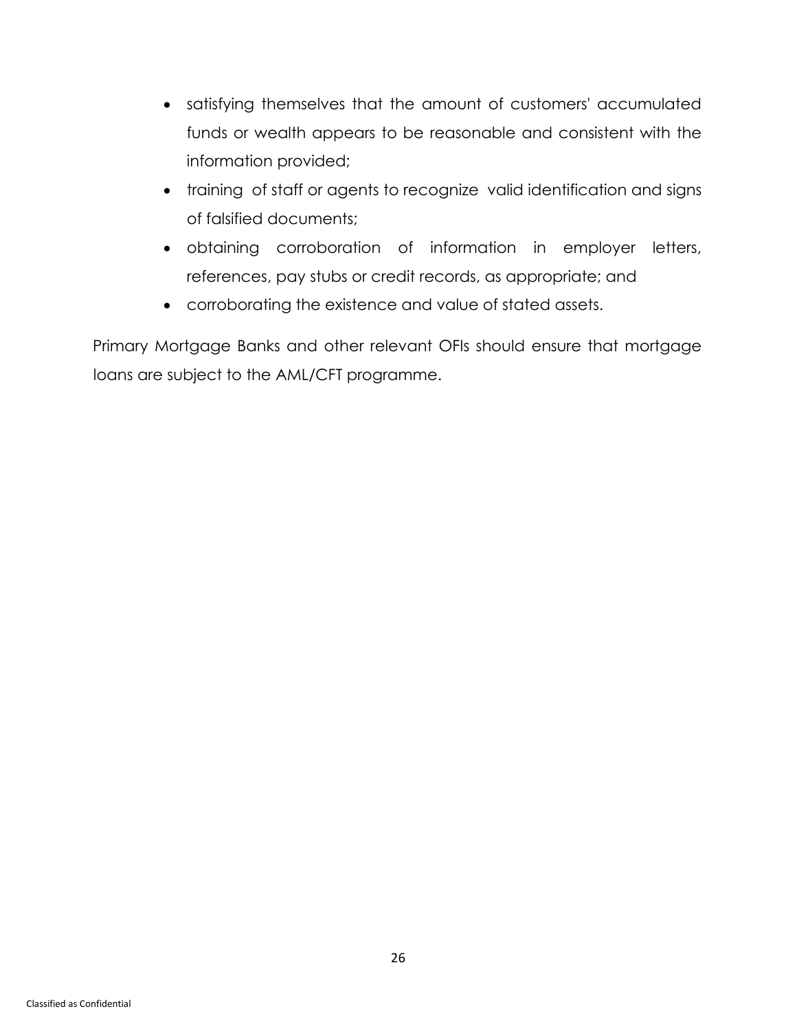- satisfying themselves that the amount of customers' accumulated funds or wealth appears to be reasonable and consistent with the information provided;
- training of staff or agents to recognize valid identification and signs of falsified documents;
- obtaining corroboration of information in employer letters, references, pay stubs or credit records, as appropriate; and
- corroborating the existence and value of stated assets.

Primary Mortgage Banks and other relevant OFIs should ensure that mortgage loans are subject to the AML/CFT programme.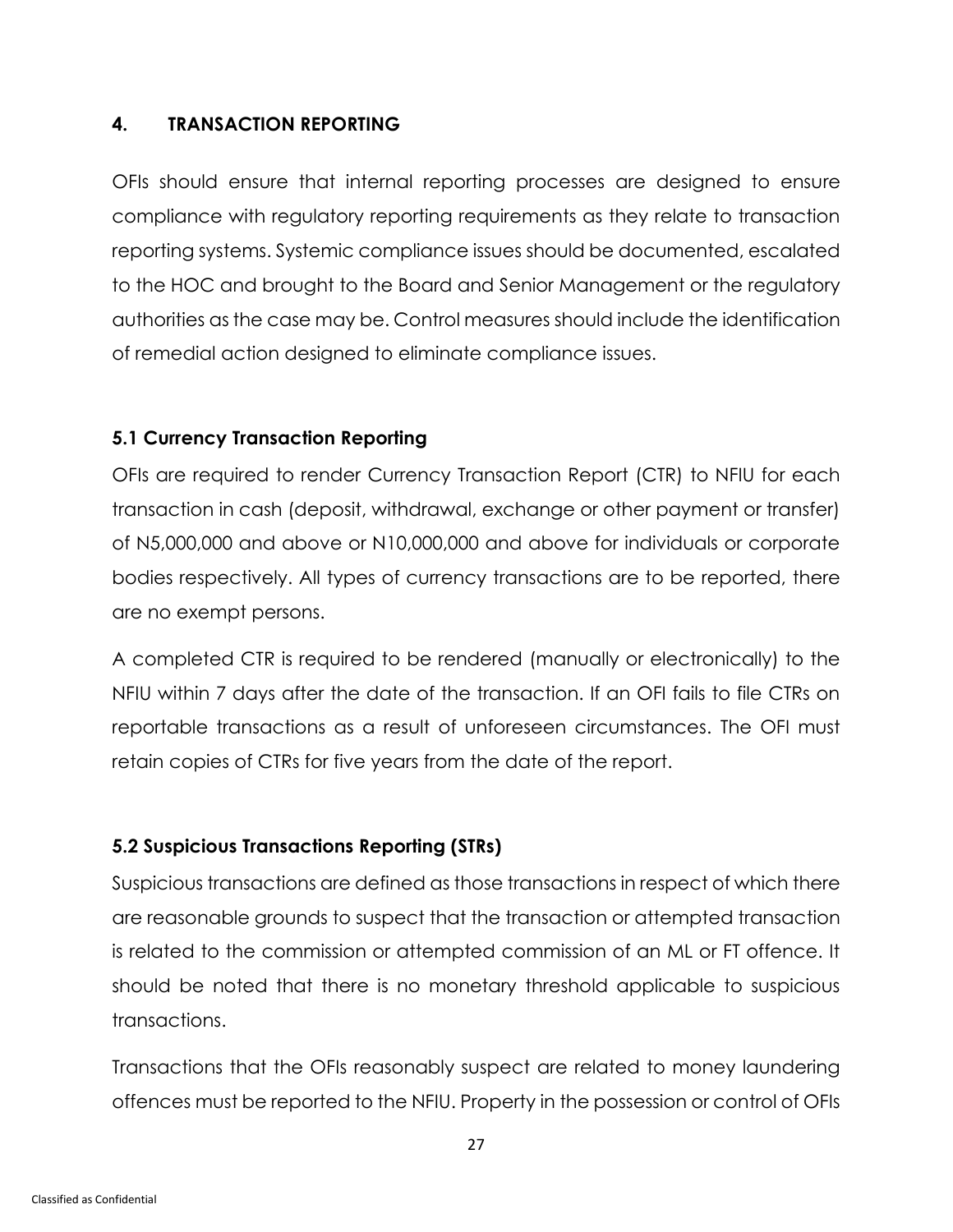## 4. TRANSACTION REPORTING

OFIs should ensure that internal reporting processes are designed to ensure compliance with regulatory reporting requirements as they relate to transaction reporting systems. Systemic compliance issues should be documented, escalated to the HOC and brought to the Board and Senior Management or the regulatory authorities as the case may be. Control measures should include the identification of remedial action designed to eliminate compliance issues.

### 5.1 Currency Transaction Reporting

OFIs are required to render Currency Transaction Report (CTR) to NFIU for each transaction in cash (deposit, withdrawal, exchange or other payment or transfer) of N5,000,000 and above or N10,000,000 and above for individuals or corporate bodies respectively. All types of currency transactions are to be reported, there are no exempt persons.

A completed CTR is required to be rendered (manually or electronically) to the NFIU within 7 days after the date of the transaction. If an OFI fails to file CTRs on reportable transactions as a result of unforeseen circumstances. The OFI must retain copies of CTRs for five years from the date of the report.

### 5.2 Suspicious Transactions Reporting (STRs)

Suspicious transactions are defined as those transactions in respect of which there are reasonable grounds to suspect that the transaction or attempted transaction is related to the commission or attempted commission of an ML or FT offence. It should be noted that there is no monetary threshold applicable to suspicious transactions.

Transactions that the OFIs reasonably suspect are related to money laundering offences must be reported to the NFIU. Property in the possession or control of OFIs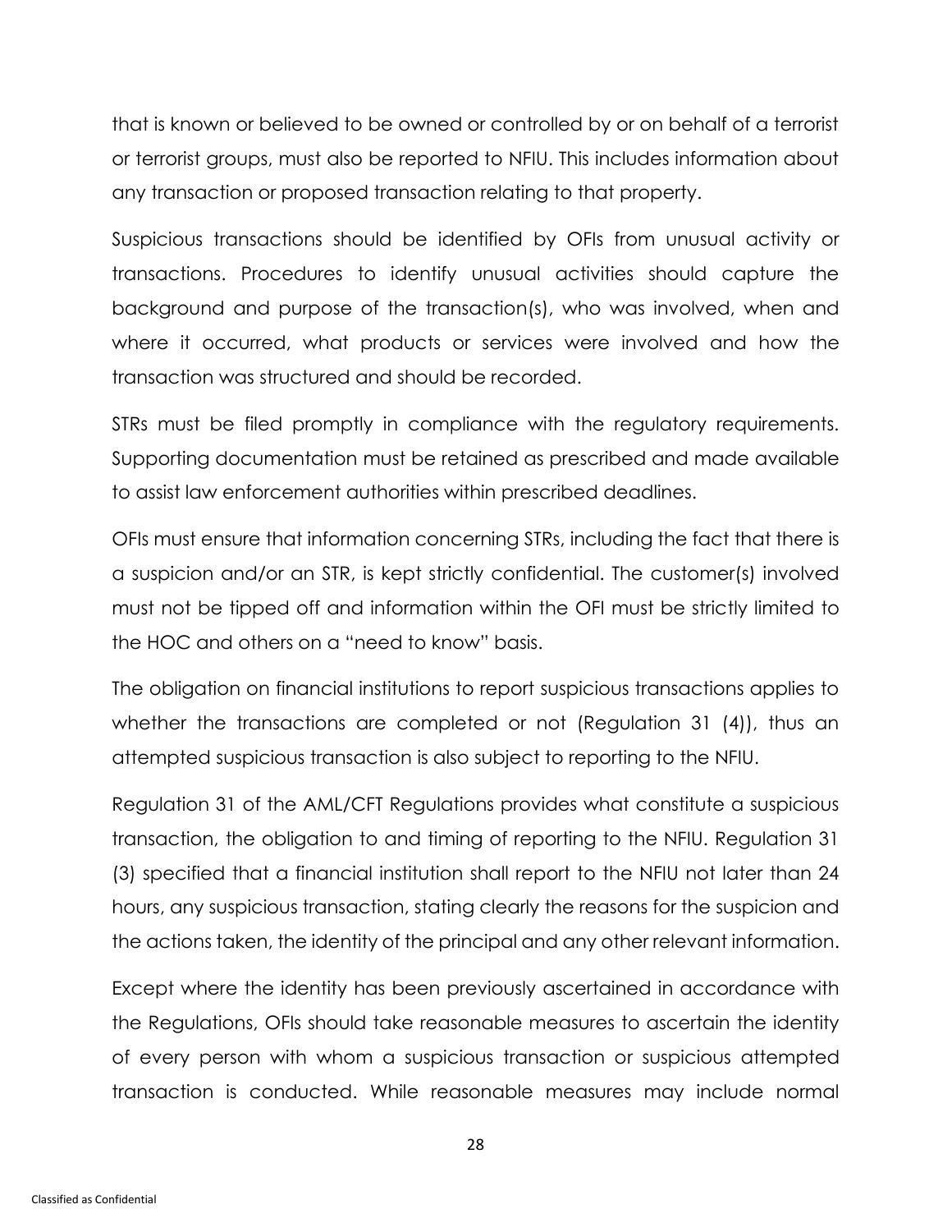that is known or believed to be owned or controlled by or on behalf of a terrorist or terrorist groups, must also be reported to NFIU. This includes information about any transaction or proposed transaction relating to that property.

Suspicious transactions should be identified by OFIs from unusual activity or transactions. Procedures to identify unusual activities should capture the background and purpose of the transaction(s), who was involved, when and where it occurred, what products or services were involved and how the transaction was structured and should be recorded.

STRs must be filed promptly in compliance with the regulatory requirements. Supporting documentation must be retained as prescribed and made available to assist law enforcement authorities within prescribed deadlines.

OFIs must ensure that information concerning STRs, including the fact that there is a suspicion and/or an STR, is kept strictly confidential. The customer(s) involved must not be tipped off and information within the OFI must be strictly limited to the HOC and others on a "need to know" basis.

The obligation on financial institutions to report suspicious transactions applies to whether the transactions are completed or not (Regulation 31 (4)), thus an attempted suspicious transaction is also subject to reporting to the NFIU.

Regulation 31 of the AML/CFT Regulations provides what constitute a suspicious transaction, the obligation to and timing of reporting to the NFIU. Regulation 31 (3) specified that a financial institution shall report to the NFIU not later than 24 hours, any suspicious transaction, stating clearly the reasons for the suspicion and the actions taken, the identity of the principal and any other relevant information.

Except where the identity has been previously ascertained in accordance with the Regulations, OFIs should take reasonable measures to ascertain the identity of every person with whom a suspicious transaction or suspicious attempted transaction is conducted. While reasonable measures may include normal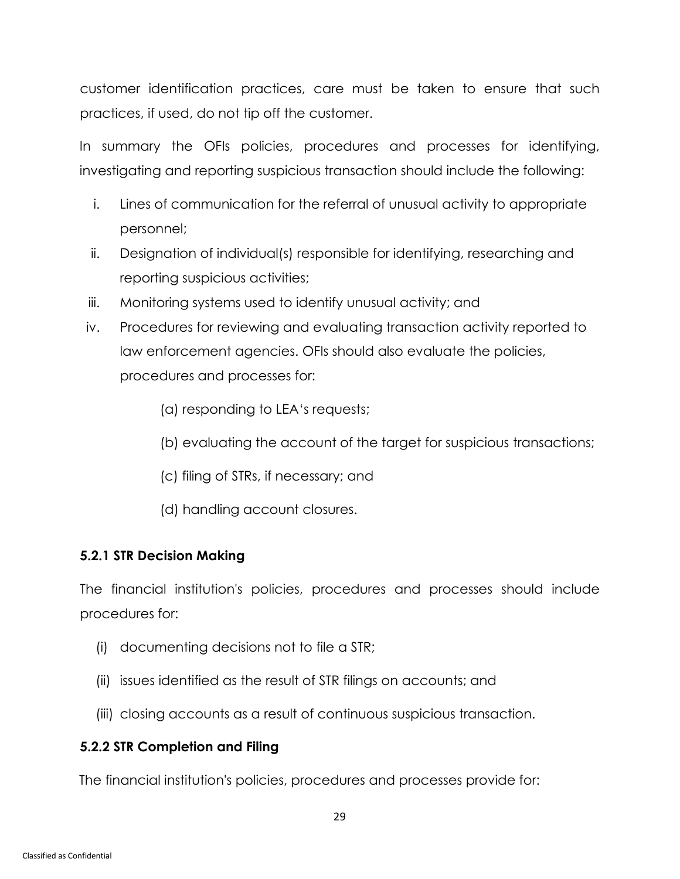customer identification practices, care must be taken to ensure that such practices, if used, do not tip off the customer.

In summary the OFIs policies, procedures and processes for identifying, investigating and reporting suspicious transaction should include the following:

i. Lines of communication for the referral of unusual activity to appropriate personnel;
ii. Designation of individual(s) responsible for identifying, researching and reporting suspicious activities;
iii. Monitoring systems used to identify unusual activity; and
iv. Procedures for reviewing and evaluating transaction activity reported to law enforcement agencies. OFIs should also evaluate the policies, procedures and processes for:

    (a) responding to LEA's requests;

    (b) evaluating the account of the target for suspicious transactions;

    (c) filing of STRs, if necessary; and

    (d) handling account closures.

### 5.2.1 STR Decision Making

The financial institution's policies, procedures and processes should include procedures for:

(i) documenting decisions not to file a STR;

(ii) issues identified as the result of STR filings on accounts; and

(iii) closing accounts as a result of continuous suspicious transaction.

### 5.2.2 STR Completion and Filing

The financial institution's policies, procedures and processes provide for: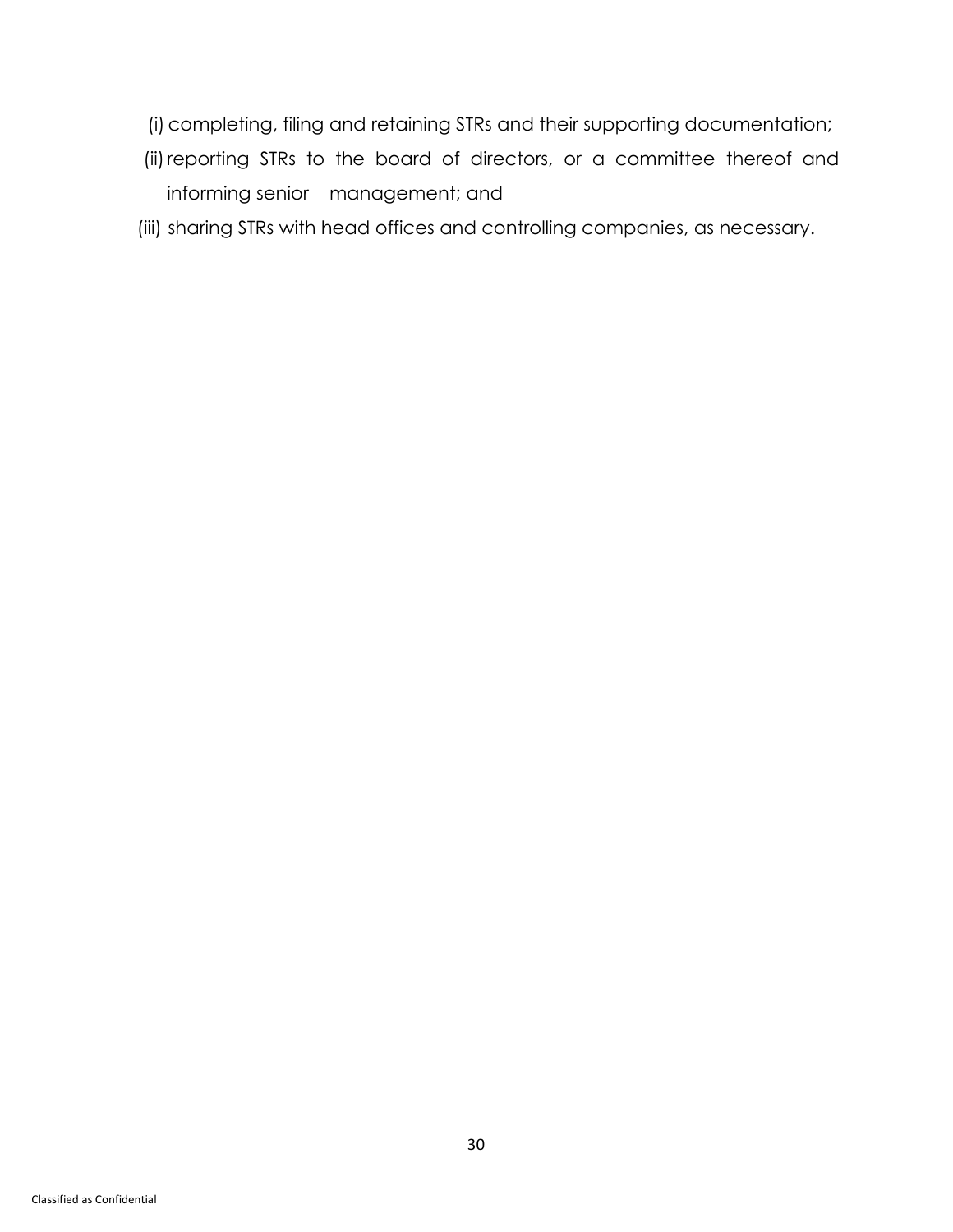(i) completing, filing and retaining STRs and their supporting documentation;

(ii) reporting STRs to the board of directors, or a committee thereof and informing senior management; and

(iii) sharing STRs with head offices and controlling companies, as necessary.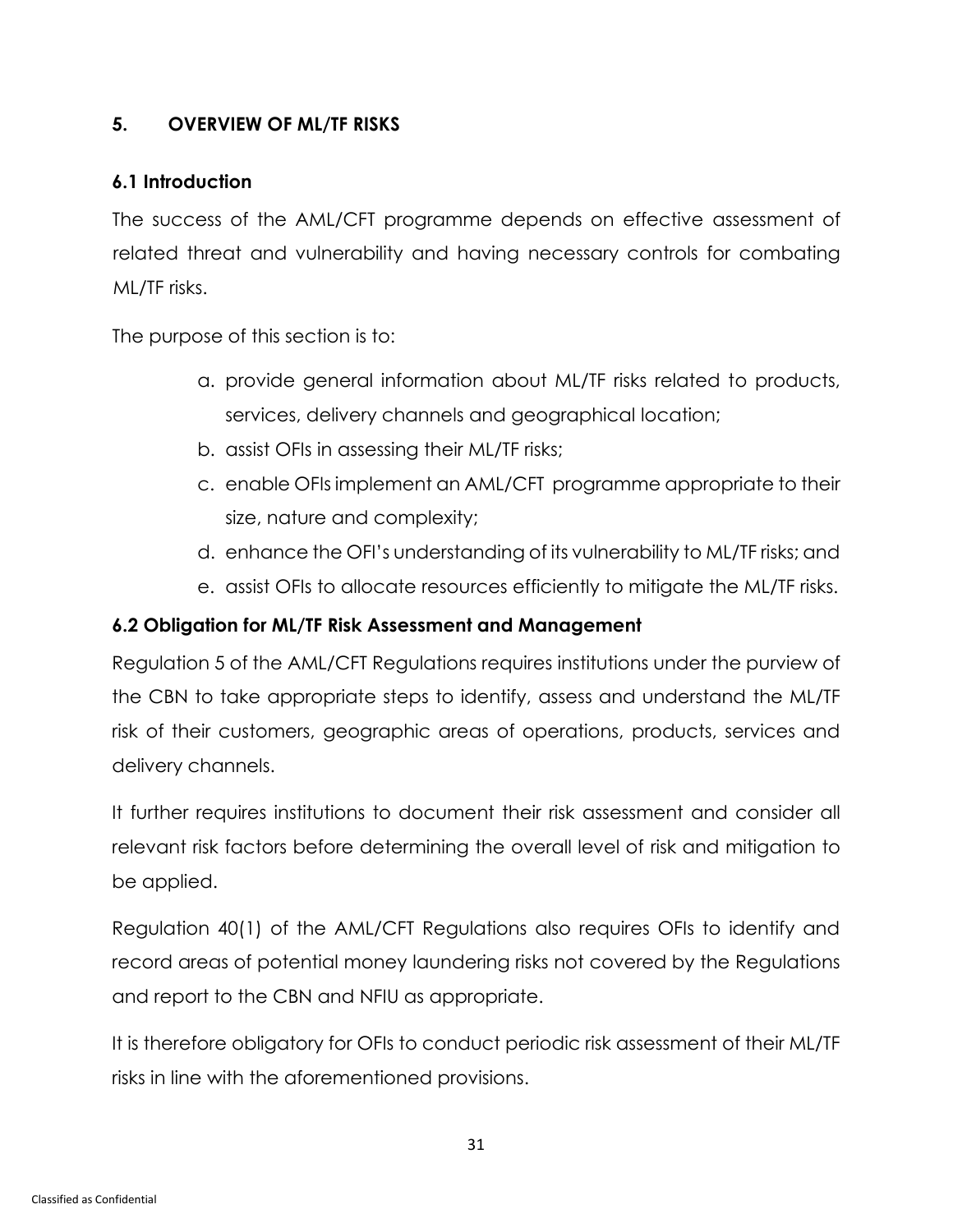## 5. OVERVIEW OF ML/TF RISKS

### 6.1 Introduction

The success of the AML/CFT programme depends on effective assessment of related threat and vulnerability and having necessary controls for combating ML/TF risks.

The purpose of this section is to:

a. provide general information about ML/TF risks related to products, services, delivery channels and geographical location;
b. assist OFIs in assessing their ML/TF risks;
c. enable OFIs implement an AML/CFT programme appropriate to their size, nature and complexity;
d. enhance the OFI's understanding of its vulnerability to ML/TF risks; and
e. assist OFIs to allocate resources efficiently to mitigate the ML/TF risks.

### 6.2 Obligation for ML/TF Risk Assessment and Management

Regulation 5 of the AML/CFT Regulations requires institutions under the purview of the CBN to take appropriate steps to identify, assess and understand the ML/TF risk of their customers, geographic areas of operations, products, services and delivery channels.

It further requires institutions to document their risk assessment and consider all relevant risk factors before determining the overall level of risk and mitigation to be applied.

Regulation 40(1) of the AML/CFT Regulations also requires OFIs to identify and record areas of potential money laundering risks not covered by the Regulations and report to the CBN and NFIU as appropriate.

It is therefore obligatory for OFIs to conduct periodic risk assessment of their ML/TF risks in line with the aforementioned provisions.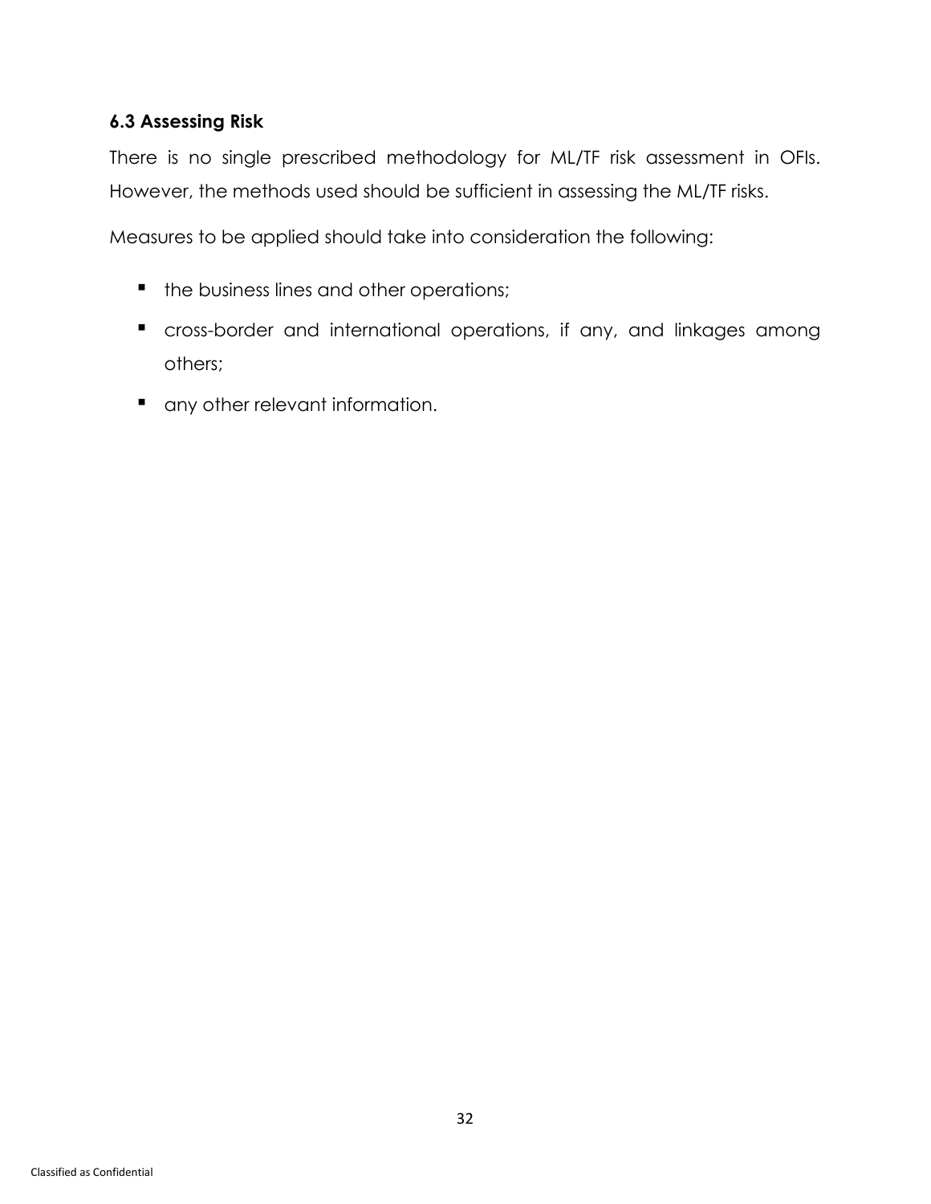### 6.3 Assessing Risk

There is no single prescribed methodology for ML/TF risk assessment in OFIs. However, the methods used should be sufficient in assessing the ML/TF risks.

Measures to be applied should take into consideration the following:

- the business lines and other operations;
- cross-border and international operations, if any, and linkages among others;
- any other relevant information.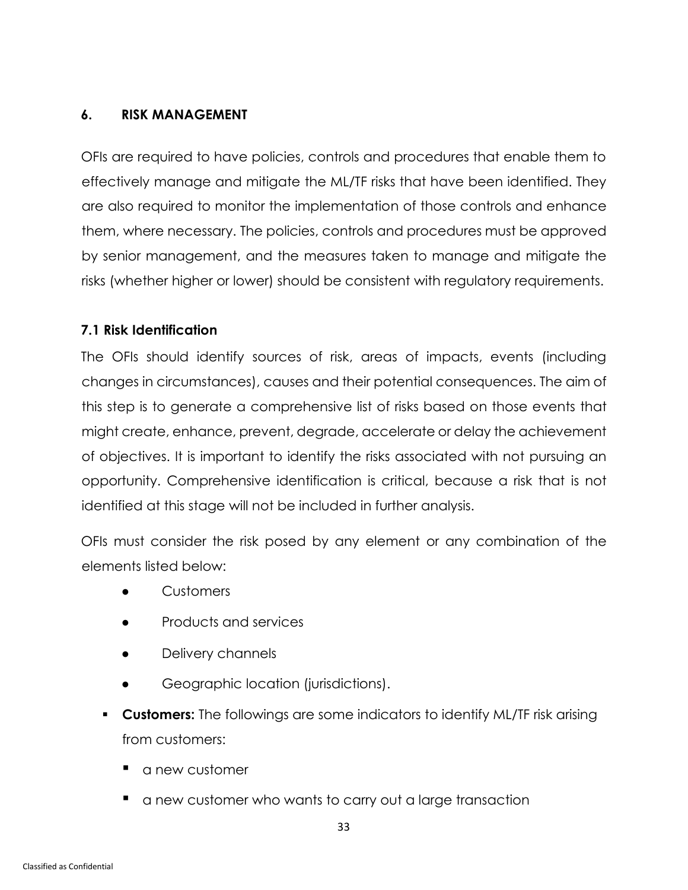## 6. RISK MANAGEMENT

OFIs are required to have policies, controls and procedures that enable them to effectively manage and mitigate the ML/TF risks that have been identified. They are also required to monitor the implementation of those controls and enhance them, where necessary. The policies, controls and procedures must be approved by senior management, and the measures taken to manage and mitigate the risks (whether higher or lower) should be consistent with regulatory requirements.

### 7.1 Risk Identification

The OFIs should identify sources of risk, areas of impacts, events (including changes in circumstances), causes and their potential consequences. The aim of this step is to generate a comprehensive list of risks based on those events that might create, enhance, prevent, degrade, accelerate or delay the achievement of objectives. It is important to identify the risks associated with not pursuing an opportunity. Comprehensive identification is critical, because a risk that is not identified at this stage will not be included in further analysis.

OFIs must consider the risk posed by any element or any combination of the elements listed below:

- Customers
- Products and services
- Delivery channels
- Geographic location (jurisdictions).

- **Customers:** The followings are some indicators to identify ML/TF risk arising from customers:
  - a new customer
  - a new customer who wants to carry out a large transaction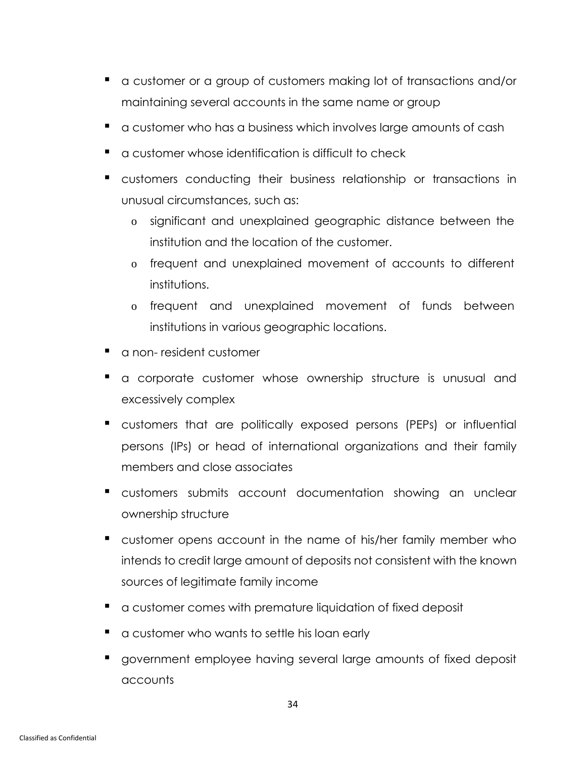- a customer or a group of customers making lot of transactions and/or maintaining several accounts in the same name or group
- a customer who has a business which involves large amounts of cash
- a customer whose identification is difficult to check
- customers conducting their business relationship or transactions in unusual circumstances, such as:
    - significant and unexplained geographic distance between the institution and the location of the customer.
    - frequent and unexplained movement of accounts to different institutions.
    - frequent and unexplained movement of funds between institutions in various geographic locations.
- a non- resident customer
- a corporate customer whose ownership structure is unusual and excessively complex
- customers that are politically exposed persons (PEPs) or influential persons (IPs) or head of international organizations and their family members and close associates
- customers submits account documentation showing an unclear ownership structure
- customer opens account in the name of his/her family member who intends to credit large amount of deposits not consistent with the known sources of legitimate family income
- a customer comes with premature liquidation of fixed deposit
- a customer who wants to settle his loan early
- government employee having several large amounts of fixed deposit accounts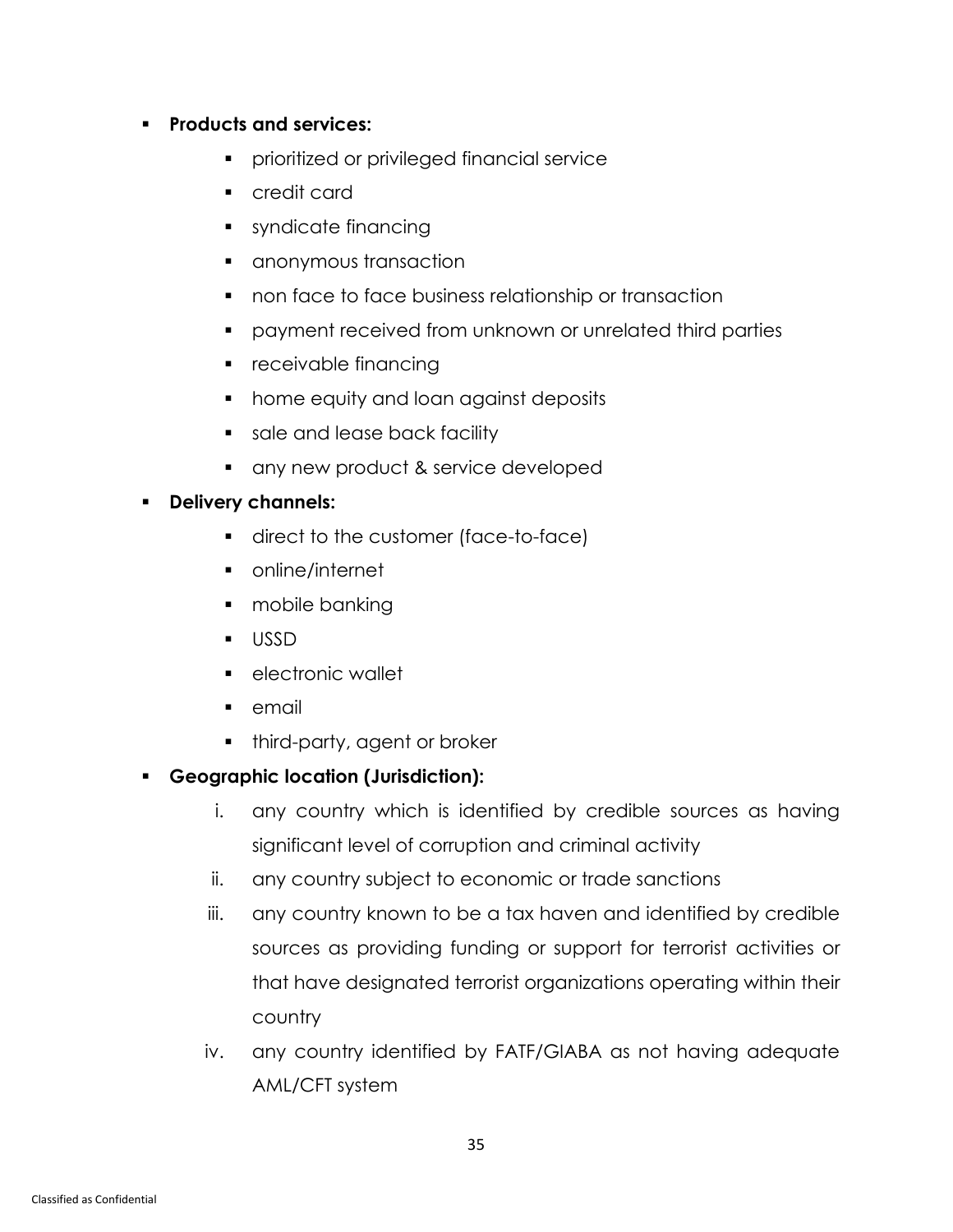- **Products and services:**
  - prioritized or privileged financial service
  - credit card
  - syndicate financing
  - anonymous transaction
  - non face to face business relationship or transaction
  - payment received from unknown or unrelated third parties
  - receivable financing
  - home equity and loan against deposits
  - sale and lease back facility
  - any new product & service developed
- **Delivery channels:**
  - direct to the customer (face-to-face)
  - online/internet
  - mobile banking
  - USSD
  - electronic wallet
  - email
  - third-party, agent or broker
- **Geographic location (Jurisdiction):**
  - i. any country which is identified by credible sources as having significant level of corruption and criminal activity
  - ii. any country subject to economic or trade sanctions
  - iii. any country known to be a tax haven and identified by credible sources as providing funding or support for terrorist activities or that have designated terrorist organizations operating within their country
  - iv. any country identified by FATF/GIABA as not having adequate AML/CFT system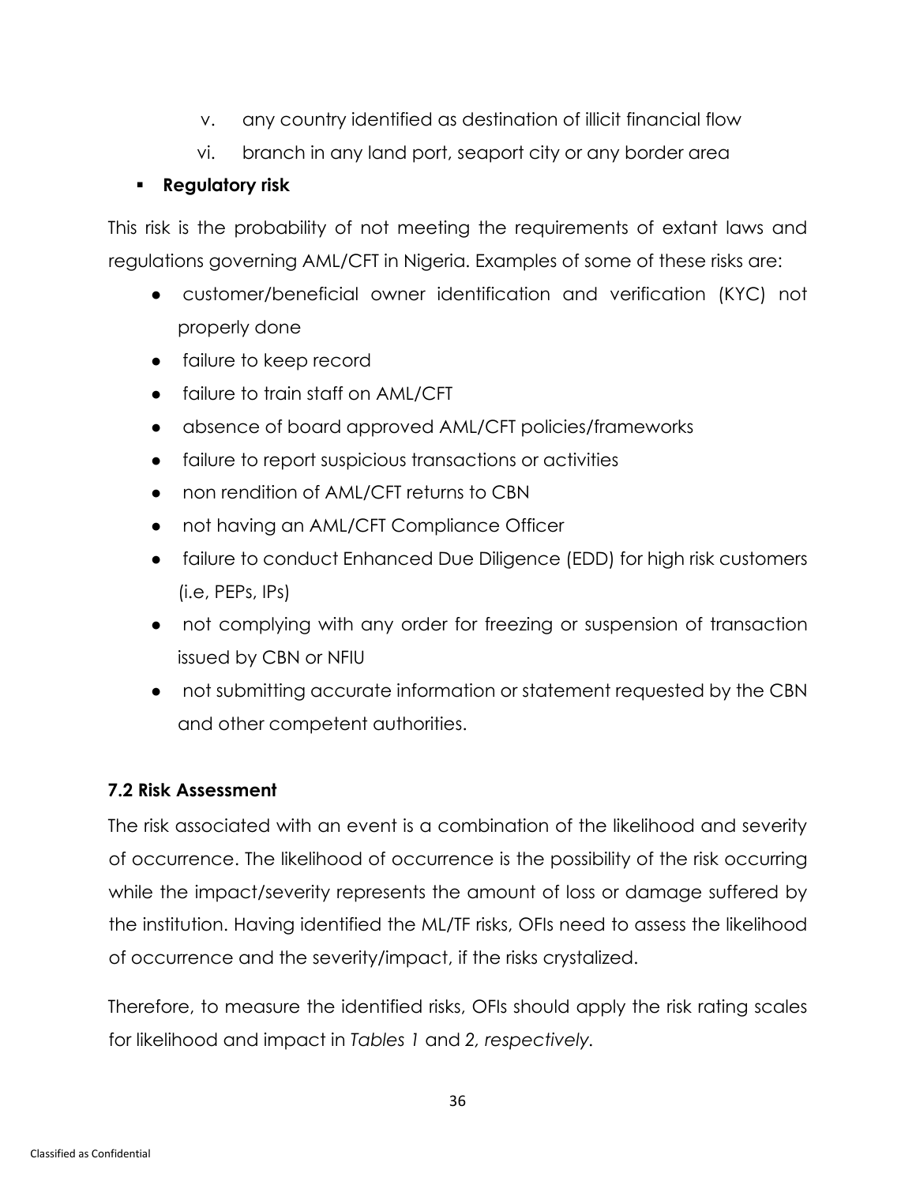v. any country identified as destination of illicit financial flow

vi. branch in any land port, seaport city or any border area

- **Regulatory risk**

This risk is the probability of not meeting the requirements of extant laws and regulations governing AML/CFT in Nigeria. Examples of some of these risks are:

- customer/beneficial owner identification and verification (KYC) not properly done
- failure to keep record
- failure to train staff on AML/CFT
- absence of board approved AML/CFT policies/frameworks
- failure to report suspicious transactions or activities
- non rendition of AML/CFT returns to CBN
- not having an AML/CFT Compliance Officer
- failure to conduct Enhanced Due Diligence (EDD) for high risk customers (i.e, PEPs, IPs)
- not complying with any order for freezing or suspension of transaction issued by CBN or NFIU
- not submitting accurate information or statement requested by the CBN and other competent authorities.

### 7.2 Risk Assessment

The risk associated with an event is a combination of the likelihood and severity of occurrence. The likelihood of occurrence is the possibility of the risk occurring while the impact/severity represents the amount of loss or damage suffered by the institution. Having identified the ML/TF risks, OFIs need to assess the likelihood of occurrence and the severity/impact, if the risks crystalized.

Therefore, to measure the identified risks, OFIs should apply the risk rating scales for likelihood and impact in *Tables 1* and *2, respectively.*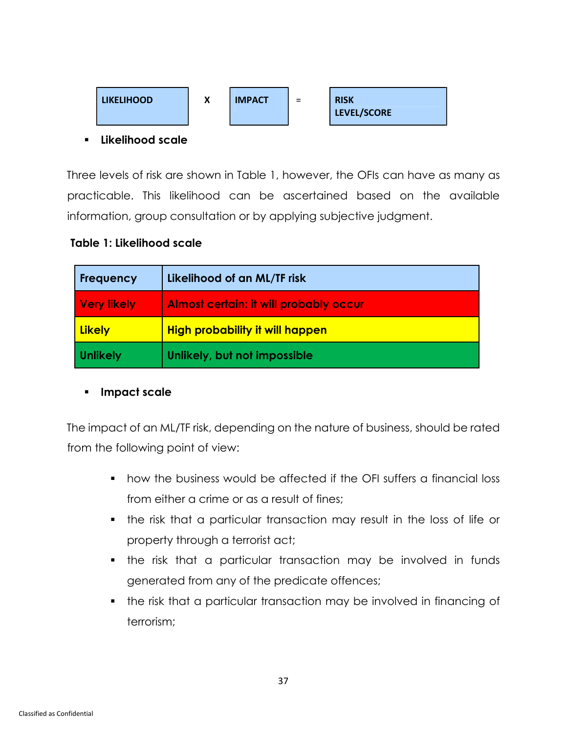**LIKELIHOOD** X **IMPACT** = **RISK LEVEL/SCORE**

- **Likelihood scale**

Three levels of risk are shown in Table 1, however, the OFIs can have as many as practicable. This likelihood can be ascertained based on the available information, group consultation or by applying subjective judgment.

**Table 1: Likelihood scale**

| Frequency | Likelihood of an ML/TF risk |
|---|---|
| Very likely | Almost certain: it will probably occur |
| Likely | High probability it will happen |
| Unlikely | Unlikely, but not impossible |

- **Impact scale**

The impact of an ML/TF risk, depending on the nature of business, should be rated from the following point of view:

- how the business would be affected if the OFI suffers a financial loss from either a crime or as a result of fines;
- the risk that a particular transaction may result in the loss of life or property through a terrorist act;
- the risk that a particular transaction may be involved in funds generated from any of the predicate offences;
- the risk that a particular transaction may be involved in financing of terrorism;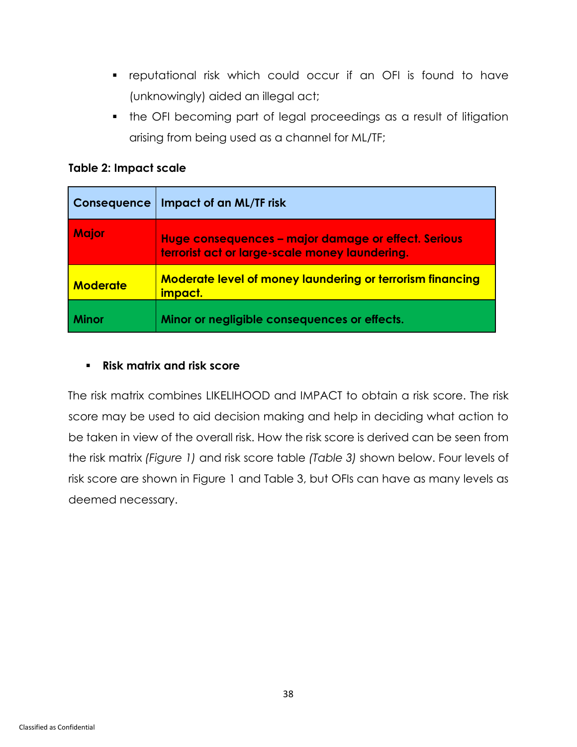- reputational risk which could occur if an OFI is found to have (unknowingly) aided an illegal act;
- the OFI becoming part of legal proceedings as a result of litigation arising from being used as a channel for ML/TF;

**Table 2: Impact scale**

| Consequence | Impact of an ML/TF risk |
|---|---|
| **Major** | **Huge consequences – major damage or effect. Serious terrorist act or large-scale money laundering.** |
| **Moderate** | **Moderate level of money laundering or terrorism financing impact.** |
| **Minor** | **Minor or negligible consequences or effects.** |

- **Risk matrix and risk score**

The risk matrix combines LIKELIHOOD and IMPACT to obtain a risk score. The risk score may be used to aid decision making and help in deciding what action to be taken in view of the overall risk. How the risk score is derived can be seen from the risk matrix *(Figure 1)* and risk score table *(Table 3)* shown below. Four levels of risk score are shown in Figure 1 and Table 3, but OFIs can have as many levels as deemed necessary.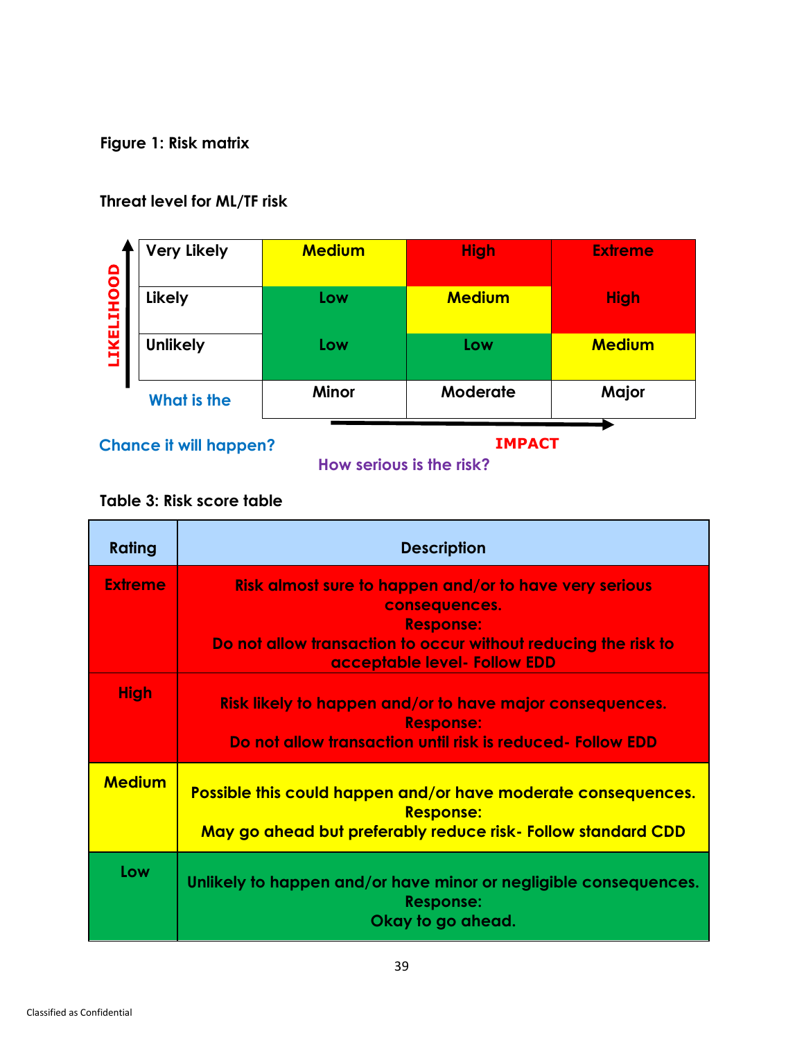**Figure 1: Risk matrix**

**Threat level for ML/TF risk**

| LIKELIHOOD | Minor | Moderate | Major |
|---|---|---|---|
| Very Likely | Medium | High | Extreme |
| Likely | Low | Medium | High |
| Unlikely | Low | Low | Medium |

What is the Chance it will happen?

IMPACT

How serious is the risk?

**Table 3: Risk score table**

| Rating | Description |
|---|---|
| Extreme | Risk almost sure to happen and/or to have very serious consequences.<br>Response:<br>Do not allow transaction to occur without reducing the risk to acceptable level- Follow EDD |
| High | Risk likely to happen and/or to have major consequences.<br>Response:<br>Do not allow transaction until risk is reduced- Follow EDD |
| Medium | Possible this could happen and/or have moderate consequences.<br>Response:<br>May go ahead but preferably reduce risk- Follow standard CDD |
| Low | Unlikely to happen and/or have minor or negligible consequences.<br>Response:<br>Okay to go ahead. |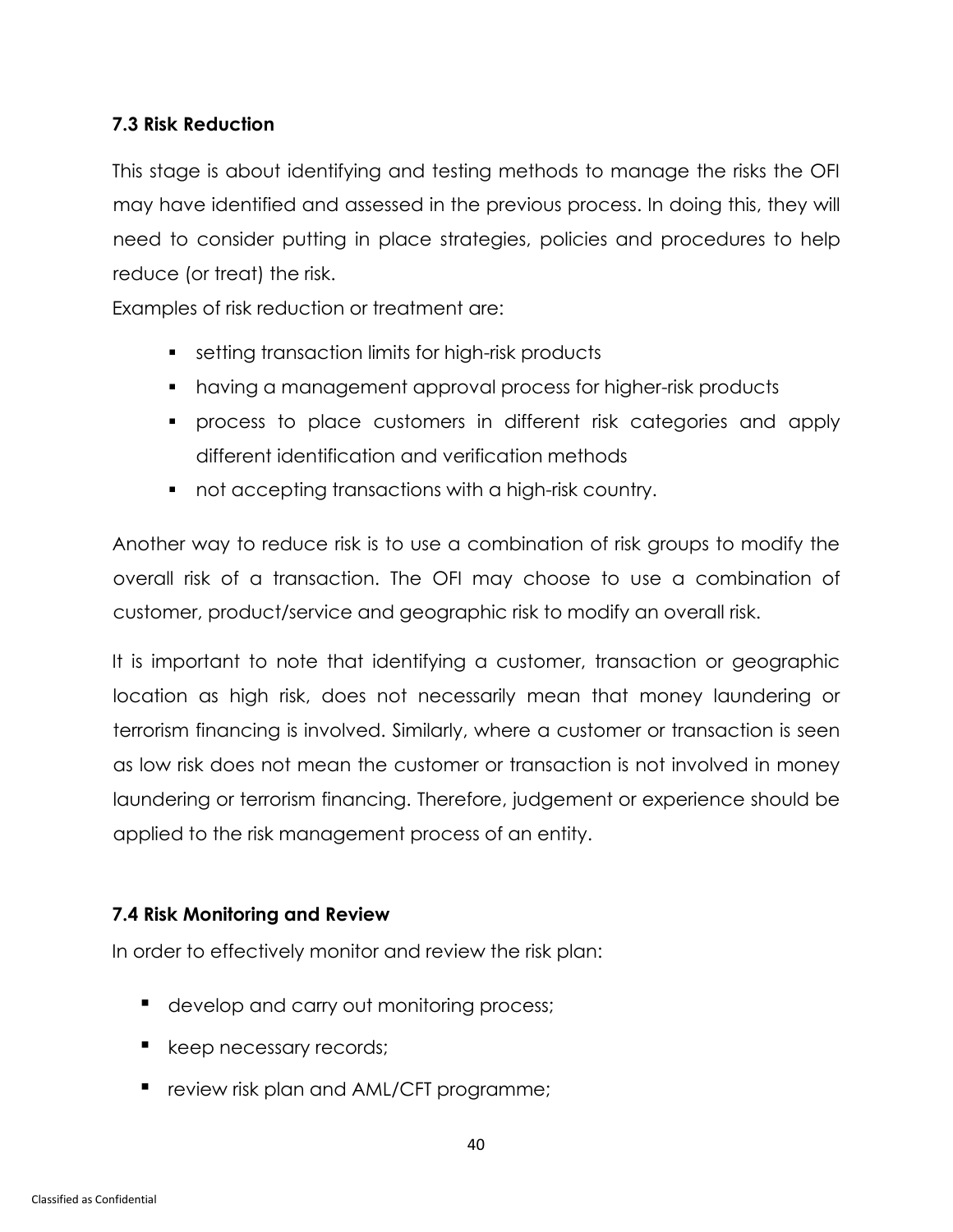### 7.3 Risk Reduction

This stage is about identifying and testing methods to manage the risks the OFI may have identified and assessed in the previous process. In doing this, they will need to consider putting in place strategies, policies and procedures to help reduce (or treat) the risk.

Examples of risk reduction or treatment are:

- setting transaction limits for high-risk products
- having a management approval process for higher-risk products
- process to place customers in different risk categories and apply different identification and verification methods
- not accepting transactions with a high-risk country.

Another way to reduce risk is to use a combination of risk groups to modify the overall risk of a transaction. The OFI may choose to use a combination of customer, product/service and geographic risk to modify an overall risk.

It is important to note that identifying a customer, transaction or geographic location as high risk, does not necessarily mean that money laundering or terrorism financing is involved. Similarly, where a customer or transaction is seen as low risk does not mean the customer or transaction is not involved in money laundering or terrorism financing. Therefore, judgement or experience should be applied to the risk management process of an entity.

### 7.4 Risk Monitoring and Review

In order to effectively monitor and review the risk plan:

- develop and carry out monitoring process;
- keep necessary records;
- review risk plan and AML/CFT programme;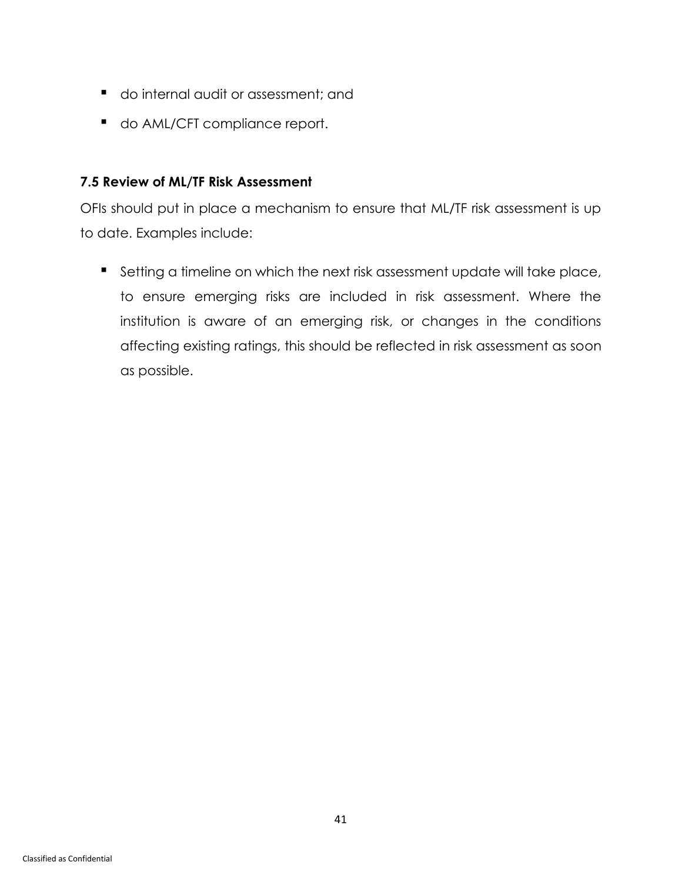- do internal audit or assessment; and
- do AML/CFT compliance report.

### 7.5 Review of ML/TF Risk Assessment

OFIs should put in place a mechanism to ensure that ML/TF risk assessment is up to date. Examples include:

- Setting a timeline on which the next risk assessment update will take place, to ensure emerging risks are included in risk assessment. Where the institution is aware of an emerging risk, or changes in the conditions affecting existing ratings, this should be reflected in risk assessment as soon as possible.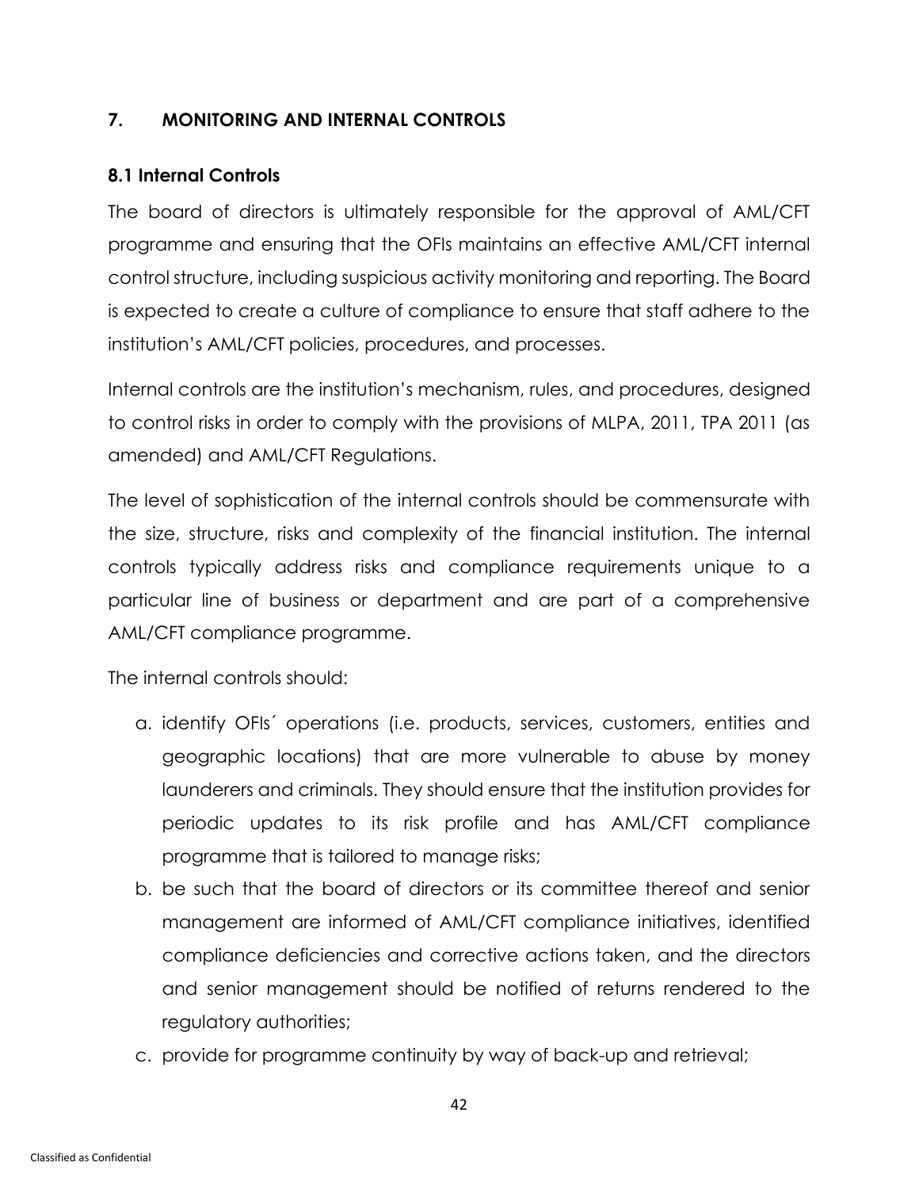## 7. MONITORING AND INTERNAL CONTROLS

### 8.1 Internal Controls

The board of directors is ultimately responsible for the approval of AML/CFT programme and ensuring that the OFIs maintains an effective AML/CFT internal control structure, including suspicious activity monitoring and reporting. The Board is expected to create a culture of compliance to ensure that staff adhere to the institution's AML/CFT policies, procedures, and processes.

Internal controls are the institution's mechanism, rules, and procedures, designed to control risks in order to comply with the provisions of MLPA, 2011, TPA 2011 (as amended) and AML/CFT Regulations.

The level of sophistication of the internal controls should be commensurate with the size, structure, risks and complexity of the financial institution. The internal controls typically address risks and compliance requirements unique to a particular line of business or department and are part of a comprehensive AML/CFT compliance programme.

The internal controls should:

a. identify OFIs´ operations (i.e. products, services, customers, entities and geographic locations) that are more vulnerable to abuse by money launderers and criminals. They should ensure that the institution provides for periodic updates to its risk profile and has AML/CFT compliance programme that is tailored to manage risks;
b. be such that the board of directors or its committee thereof and senior management are informed of AML/CFT compliance initiatives, identified compliance deficiencies and corrective actions taken, and the directors and senior management should be notified of returns rendered to the regulatory authorities;
c. provide for programme continuity by way of back-up and retrieval;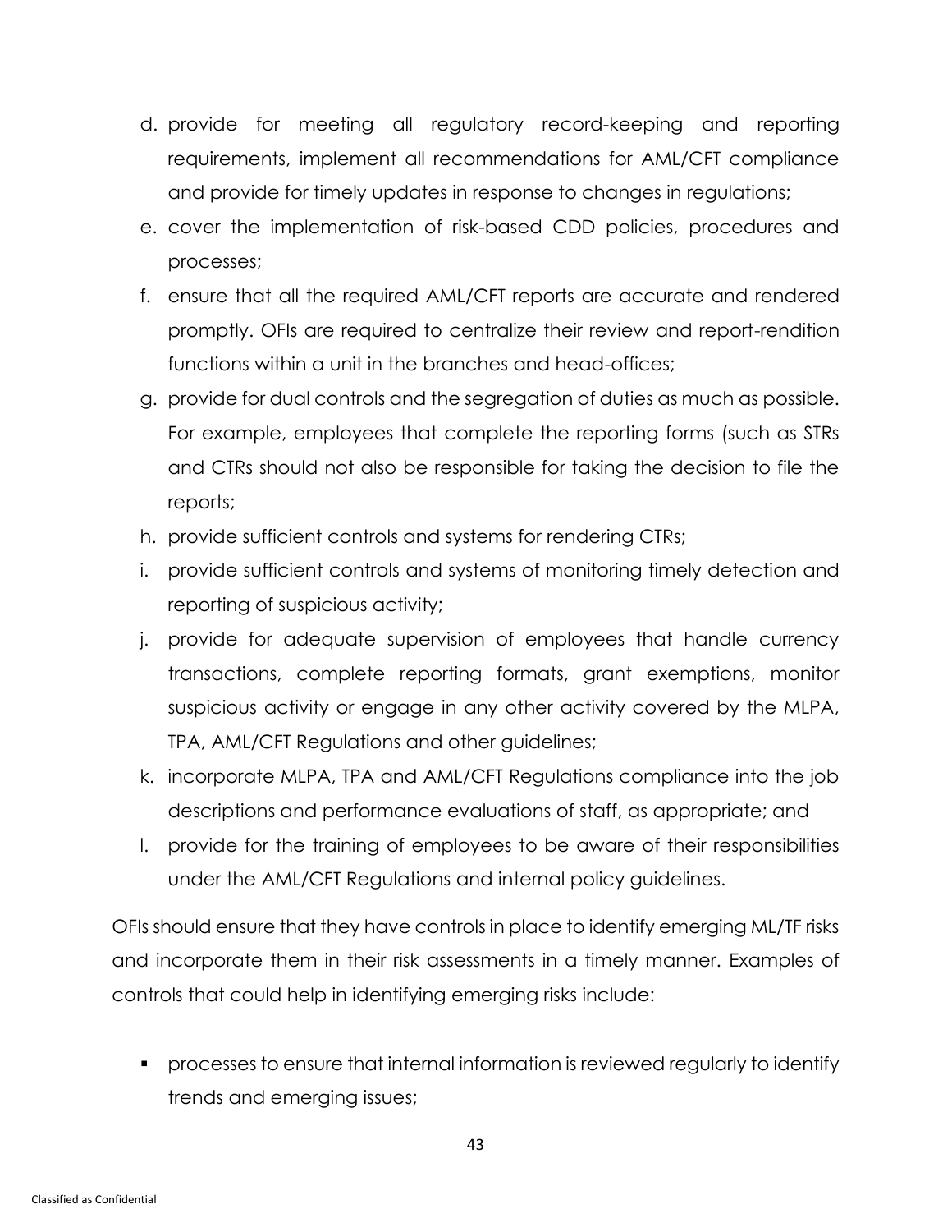d. provide for meeting all regulatory record-keeping and reporting requirements, implement all recommendations for AML/CFT compliance and provide for timely updates in response to changes in regulations;
e. cover the implementation of risk-based CDD policies, procedures and processes;
f. ensure that all the required AML/CFT reports are accurate and rendered promptly. OFIs are required to centralize their review and report-rendition functions within a unit in the branches and head-offices;
g. provide for dual controls and the segregation of duties as much as possible. For example, employees that complete the reporting forms (such as STRs and CTRs should not also be responsible for taking the decision to file the reports;
h. provide sufficient controls and systems for rendering CTRs;
i. provide sufficient controls and systems of monitoring timely detection and reporting of suspicious activity;
j. provide for adequate supervision of employees that handle currency transactions, complete reporting formats, grant exemptions, monitor suspicious activity or engage in any other activity covered by the MLPA, TPA, AML/CFT Regulations and other guidelines;
k. incorporate MLPA, TPA and AML/CFT Regulations compliance into the job descriptions and performance evaluations of staff, as appropriate; and
l. provide for the training of employees to be aware of their responsibilities under the AML/CFT Regulations and internal policy guidelines.

OFIs should ensure that they have controls in place to identify emerging ML/TF risks and incorporate them in their risk assessments in a timely manner. Examples of controls that could help in identifying emerging risks include:

- processes to ensure that internal information is reviewed regularly to identify trends and emerging issues;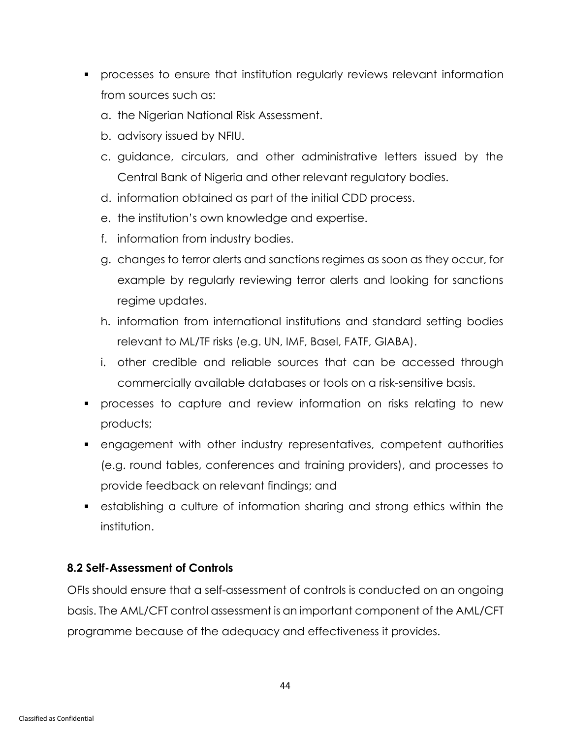- processes to ensure that institution regularly reviews relevant information from sources such as:
  a. the Nigerian National Risk Assessment.
  b. advisory issued by NFIU.
  c. guidance, circulars, and other administrative letters issued by the Central Bank of Nigeria and other relevant regulatory bodies.
  d. information obtained as part of the initial CDD process.
  e. the institution's own knowledge and expertise.
  f. information from industry bodies.
  g. changes to terror alerts and sanctions regimes as soon as they occur, for example by regularly reviewing terror alerts and looking for sanctions regime updates.
  h. information from international institutions and standard setting bodies relevant to ML/TF risks (e.g. UN, IMF, Basel, FATF, GIABA).
  i. other credible and reliable sources that can be accessed through commercially available databases or tools on a risk-sensitive basis.
- processes to capture and review information on risks relating to new products;
- engagement with other industry representatives, competent authorities (e.g. round tables, conferences and training providers), and processes to provide feedback on relevant findings; and
- establishing a culture of information sharing and strong ethics within the institution.

**8.2 Self-Assessment of Controls**

OFIs should ensure that a self-assessment of controls is conducted on an ongoing basis. The AML/CFT control assessment is an important component of the AML/CFT programme because of the adequacy and effectiveness it provides.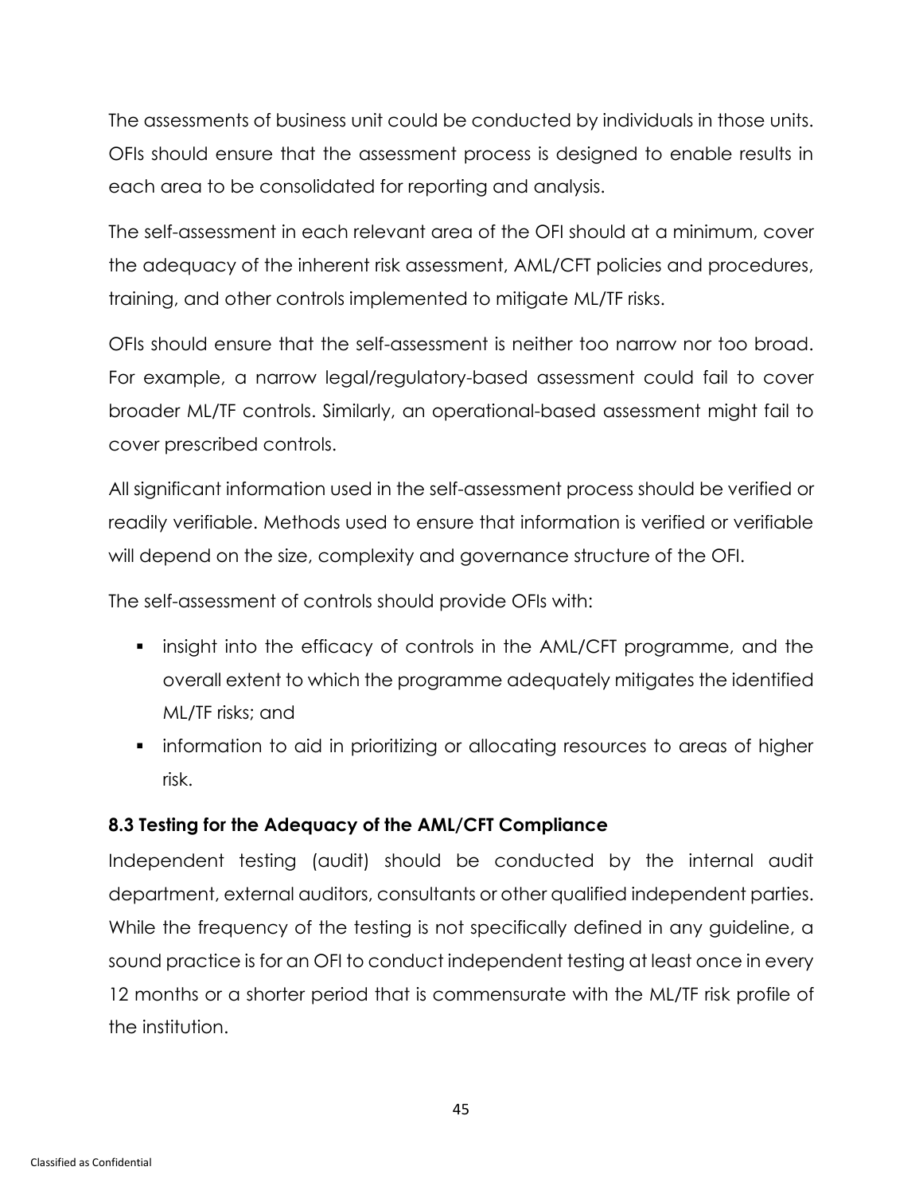The assessments of business unit could be conducted by individuals in those units. OFIs should ensure that the assessment process is designed to enable results in each area to be consolidated for reporting and analysis.

The self-assessment in each relevant area of the OFI should at a minimum, cover the adequacy of the inherent risk assessment, AML/CFT policies and procedures, training, and other controls implemented to mitigate ML/TF risks.

OFIs should ensure that the self-assessment is neither too narrow nor too broad. For example, a narrow legal/regulatory-based assessment could fail to cover broader ML/TF controls. Similarly, an operational-based assessment might fail to cover prescribed controls.

All significant information used in the self-assessment process should be verified or readily verifiable. Methods used to ensure that information is verified or verifiable will depend on the size, complexity and governance structure of the OFI.

The self-assessment of controls should provide OFIs with:

- insight into the efficacy of controls in the AML/CFT programme, and the overall extent to which the programme adequately mitigates the identified ML/TF risks; and
- information to aid in prioritizing or allocating resources to areas of higher risk.

### 8.3 Testing for the Adequacy of the AML/CFT Compliance

Independent testing (audit) should be conducted by the internal audit department, external auditors, consultants or other qualified independent parties. While the frequency of the testing is not specifically defined in any guideline, a sound practice is for an OFI to conduct independent testing at least once in every 12 months or a shorter period that is commensurate with the ML/TF risk profile of the institution.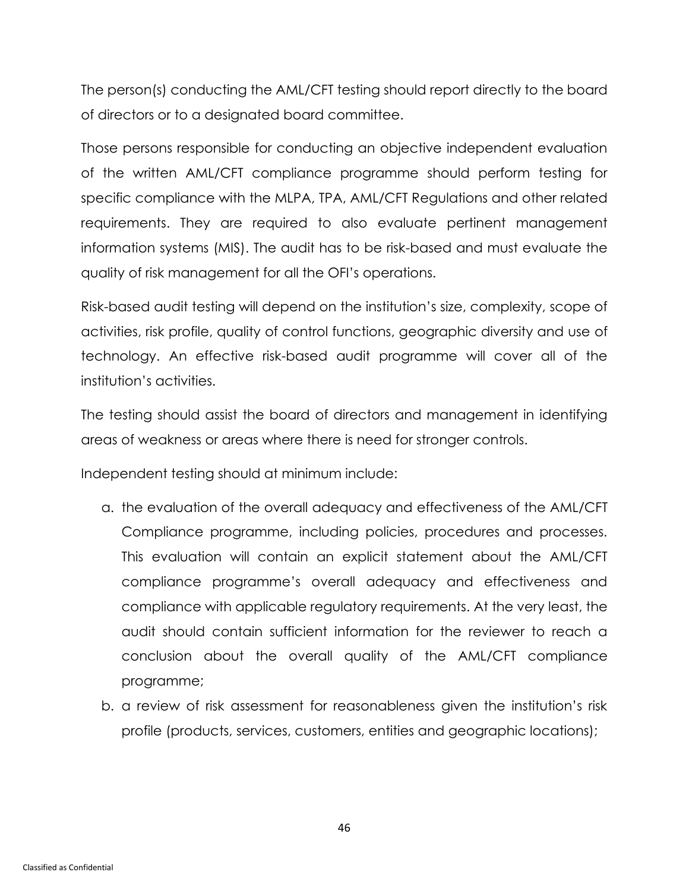The person(s) conducting the AML/CFT testing should report directly to the board of directors or to a designated board committee.

Those persons responsible for conducting an objective independent evaluation of the written AML/CFT compliance programme should perform testing for specific compliance with the MLPA, TPA, AML/CFT Regulations and other related requirements. They are required to also evaluate pertinent management information systems (MIS). The audit has to be risk-based and must evaluate the quality of risk management for all the OFI's operations.

Risk-based audit testing will depend on the institution's size, complexity, scope of activities, risk profile, quality of control functions, geographic diversity and use of technology. An effective risk-based audit programme will cover all of the institution's activities.

The testing should assist the board of directors and management in identifying areas of weakness or areas where there is need for stronger controls.

Independent testing should at minimum include:

a. the evaluation of the overall adequacy and effectiveness of the AML/CFT Compliance programme, including policies, procedures and processes. This evaluation will contain an explicit statement about the AML/CFT compliance programme's overall adequacy and effectiveness and compliance with applicable regulatory requirements. At the very least, the audit should contain sufficient information for the reviewer to reach a conclusion about the overall quality of the AML/CFT compliance programme;
b. a review of risk assessment for reasonableness given the institution's risk profile (products, services, customers, entities and geographic locations);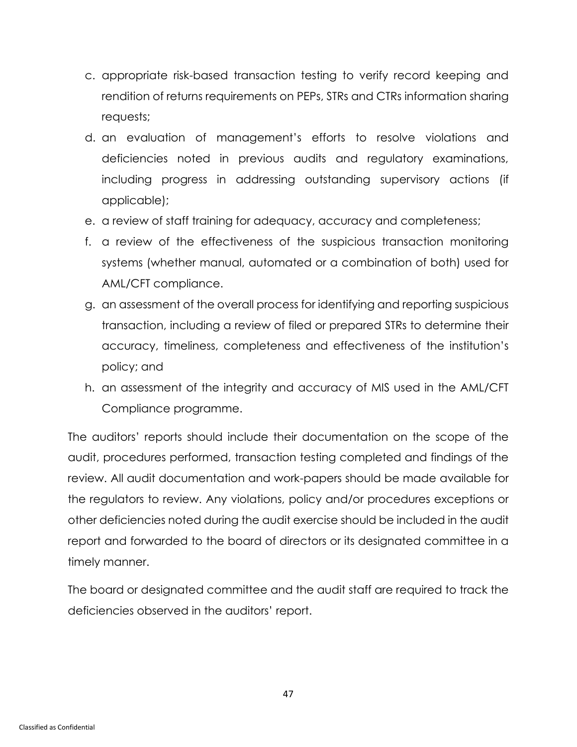c. appropriate risk-based transaction testing to verify record keeping and rendition of returns requirements on PEPs, STRs and CTRs information sharing requests;

d. an evaluation of management's efforts to resolve violations and deficiencies noted in previous audits and regulatory examinations, including progress in addressing outstanding supervisory actions (if applicable);

e. a review of staff training for adequacy, accuracy and completeness;

f. a review of the effectiveness of the suspicious transaction monitoring systems (whether manual, automated or a combination of both) used for AML/CFT compliance.

g. an assessment of the overall process for identifying and reporting suspicious transaction, including a review of filed or prepared STRs to determine their accuracy, timeliness, completeness and effectiveness of the institution's policy; and

h. an assessment of the integrity and accuracy of MIS used in the AML/CFT Compliance programme.

The auditors' reports should include their documentation on the scope of the audit, procedures performed, transaction testing completed and findings of the review. All audit documentation and work-papers should be made available for the regulators to review. Any violations, policy and/or procedures exceptions or other deficiencies noted during the audit exercise should be included in the audit report and forwarded to the board of directors or its designated committee in a timely manner.

The board or designated committee and the audit staff are required to track the deficiencies observed in the auditors' report.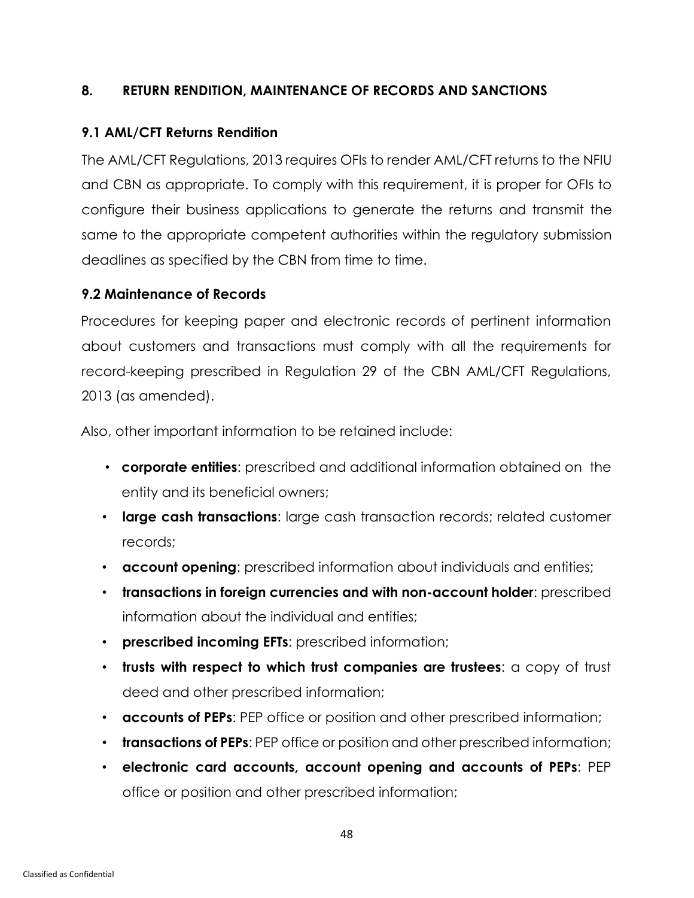## 8. RETURN RENDITION, MAINTENANCE OF RECORDS AND SANCTIONS

### 9.1 AML/CFT Returns Rendition

The AML/CFT Regulations, 2013 requires OFIs to render AML/CFT returns to the NFIU and CBN as appropriate. To comply with this requirement, it is proper for OFIs to configure their business applications to generate the returns and transmit the same to the appropriate competent authorities within the regulatory submission deadlines as specified by the CBN from time to time.

### 9.2 Maintenance of Records

Procedures for keeping paper and electronic records of pertinent information about customers and transactions must comply with all the requirements for record-keeping prescribed in Regulation 29 of the CBN AML/CFT Regulations, 2013 (as amended).

Also, other important information to be retained include:

- **corporate entities**: prescribed and additional information obtained on the entity and its beneficial owners;
- **large cash transactions**: large cash transaction records; related customer records;
- **account opening**: prescribed information about individuals and entities;
- **transactions in foreign currencies and with non-account holder**: prescribed information about the individual and entities;
- **prescribed incoming EFTs**: prescribed information;
- **trusts with respect to which trust companies are trustees**: a copy of trust deed and other prescribed information;
- **accounts of PEPs**: PEP office or position and other prescribed information;
- **transactions of PEPs**: PEP office or position and other prescribed information;
- **electronic card accounts, account opening and accounts of PEPs**: PEP office or position and other prescribed information;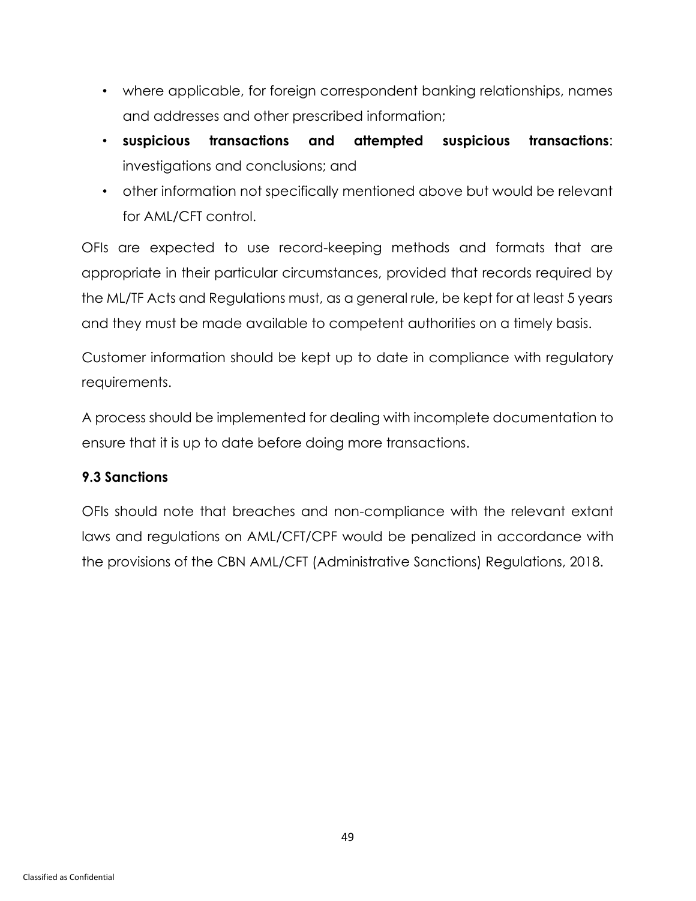- where applicable, for foreign correspondent banking relationships, names and addresses and other prescribed information;
- **suspicious transactions and attempted suspicious transactions**: investigations and conclusions; and
- other information not specifically mentioned above but would be relevant for AML/CFT control.

OFIs are expected to use record-keeping methods and formats that are appropriate in their particular circumstances, provided that records required by the ML/TF Acts and Regulations must, as a general rule, be kept for at least 5 years and they must be made available to competent authorities on a timely basis.

Customer information should be kept up to date in compliance with regulatory requirements.

A process should be implemented for dealing with incomplete documentation to ensure that it is up to date before doing more transactions.

### 9.3 Sanctions

OFIs should note that breaches and non-compliance with the relevant extant laws and regulations on AML/CFT/CPF would be penalized in accordance with the provisions of the CBN AML/CFT (Administrative Sanctions) Regulations, 2018.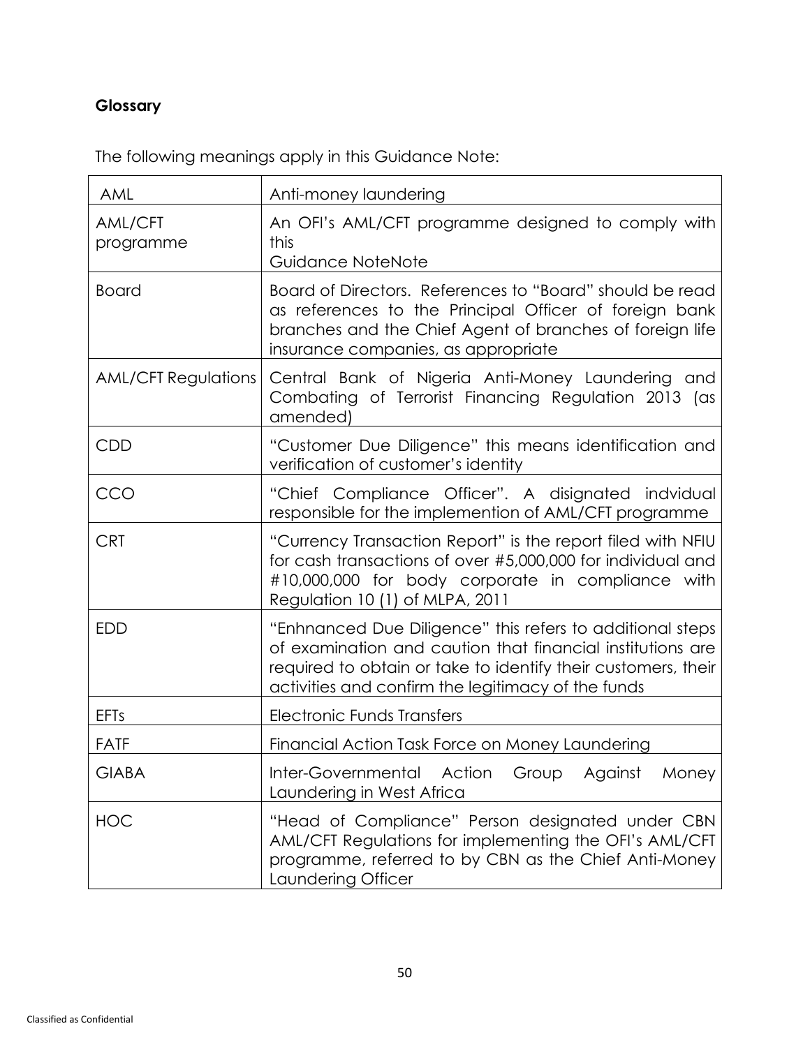**Glossary**

The following meanings apply in this Guidance Note:

| | |
|---|---|
| AML | Anti-money laundering |
| AML/CFT programme | An OFI's AML/CFT programme designed to comply with this Guidance NoteNote |
| Board | Board of Directors. References to "Board" should be read as references to the Principal Officer of foreign bank branches and the Chief Agent of branches of foreign life insurance companies, as appropriate |
| AML/CFT Regulations | Central Bank of Nigeria Anti-Money Laundering and Combating of Terrorist Financing Regulation 2013 (as amended) |
| CDD | "Customer Due Diligence" this means identification and verification of customer's identity |
| CCO | "Chief Compliance Officer". A disignated indvidual responsible for the implemention of AML/CFT programme |
| CRT | "Currency Transaction Report" is the report filed with NFIU for cash transactions of over #5,000,000 for individual and #10,000,000 for body corporate in compliance with Regulation 10 (1) of MLPA, 2011 |
| EDD | "Enhnanced Due Diligence" this refers to additional steps of examination and caution that financial institutions are required to obtain or take to identify their customers, their activities and confirm the legitimacy of the funds |
| EFTs | Electronic Funds Transfers |
| FATF | Financial Action Task Force on Money Laundering |
| GIABA | Inter-Governmental Action Group Against Money Laundering in West Africa |
| HOC | "Head of Compliance" Person designated under CBN AML/CFT Regulations for implementing the OFI's AML/CFT programme, referred to by CBN as the Chief Anti-Money Laundering Officer |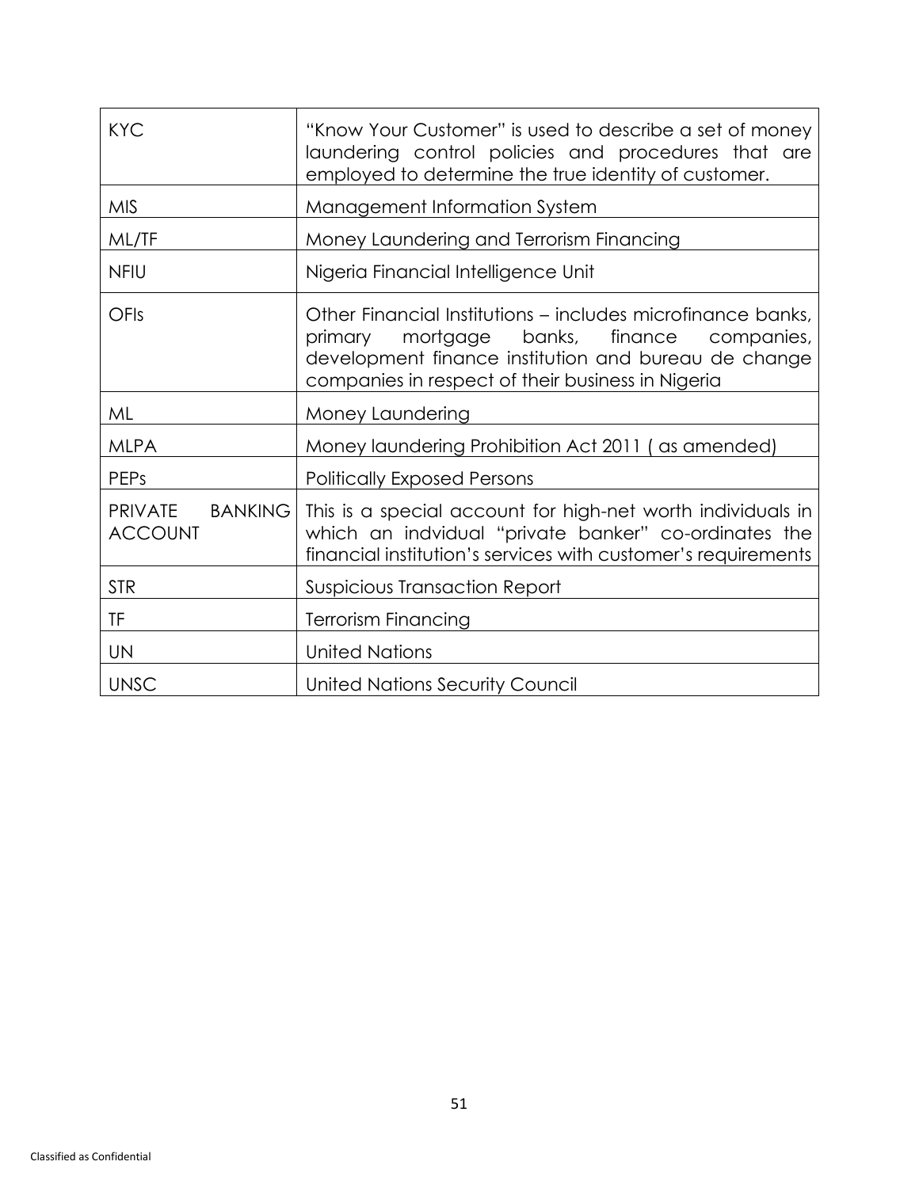| | |
|---|---|
| KYC | "Know Your Customer" is used to describe a set of money laundering control policies and procedures that are employed to determine the true identity of customer. |
| MIS | Management Information System |
| ML/TF | Money Laundering and Terrorism Financing |
| NFIU | Nigeria Financial Intelligence Unit |
| OFIs | Other Financial Institutions – includes microfinance banks, primary mortgage banks, finance companies, development finance institution and bureau de change companies in respect of their business in Nigeria |
| ML | Money Laundering |
| MLPA | Money laundering Prohibition Act 2011 ( as amended) |
| PEPs | Politically Exposed Persons |
| PRIVATE BANKING ACCOUNT | This is a special account for high-net worth individuals in which an indvidual "private banker" co-ordinates the financial institution's services with customer's requirements |
| STR | Suspicious Transaction Report |
| TF | Terrorism Financing |
| UN | United Nations |
| UNSC | United Nations Security Council |